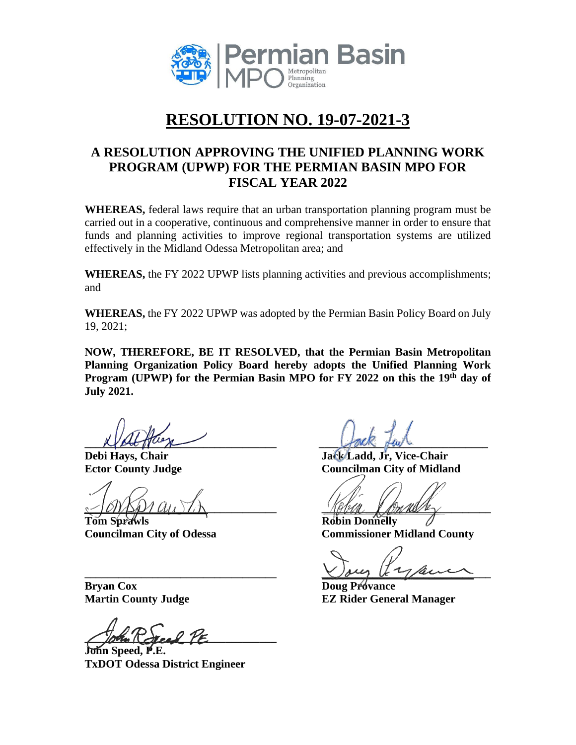Permian Basin MPO Metropolitan Planning Organization

# RESOLUTION NO. 19-07-2021-3

## A RESOLUTION APPROVING THE UNIFIED PLANNING WORK PROGRAM (UPWP) FOR THE PERMIAN BASIN MPO FOR FISCAL YEAR 2022

**WHEREAS,** federal laws require that an urban transportation planning program must be carried out in a cooperative, continuous and comprehensive manner in order to ensure that funds and planning activities to improve regional transportation systems are utilized effectively in the Midland Odessa Metropolitan area; and

**WHEREAS,** the FY 2022 UPWP lists planning activities and previous accomplishments; and

**WHEREAS,** the FY 2022 UPWP was adopted by the Permian Basin Policy Board on July 19, 2021;

**NOW, THEREFORE, BE IT RESOLVED, that the Permian Basin Metropolitan Planning Organization Policy Board hereby adopts the Unified Planning Work Program (UPWP) for the Permian Basin MPO for FY 2022 on this the 19th day of July 2021.**

______________________________
**Debi Hays, Chair**
**Ector County Judge**

______________________________
**Jack Ladd, Jr, Vice-Chair**
**Councilman City of Midland**

______________________________
**Tom Sprawls**
**Councilman City of Odessa**

______________________________
**Robin Donnelly**
**Commissioner Midland County**

______________________________
**Bryan Cox**
**Martin County Judge**

______________________________
**Doug Provance**
**EZ Rider General Manager**

______________________________
**John Speed, P.E.**
**TxDOT Odessa District Engineer**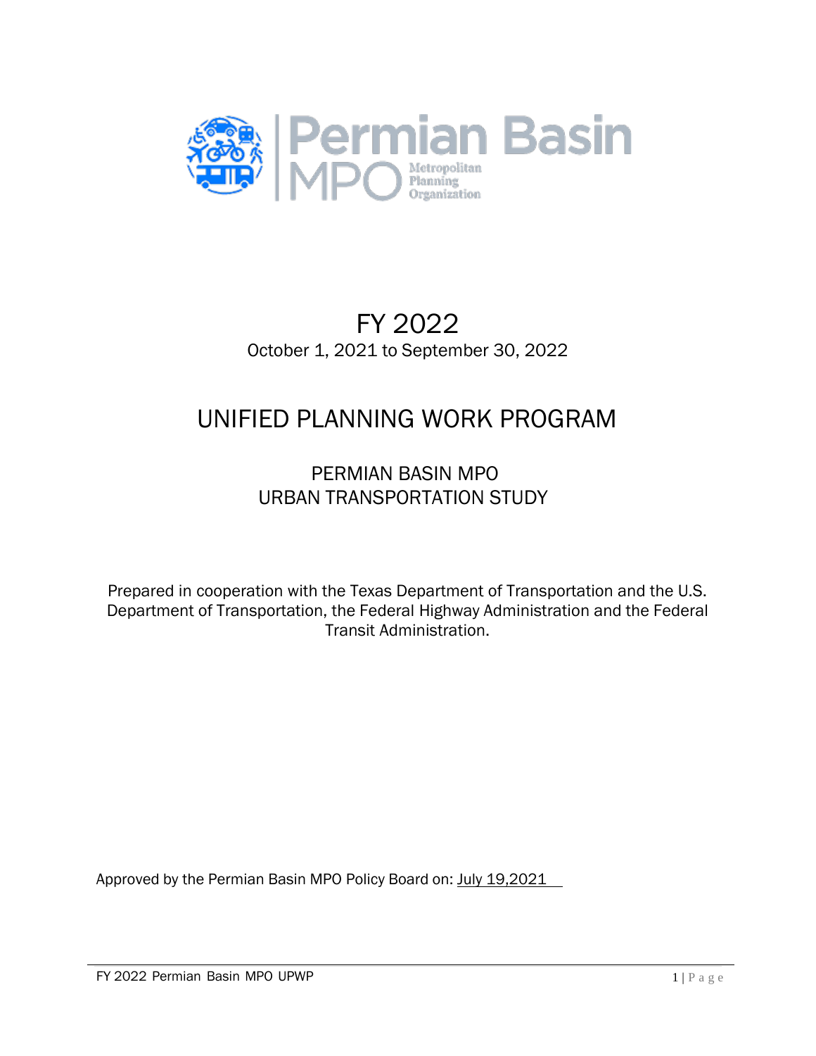Permian Basin MPO Metropolitan Planning Organization

# FY 2022

October 1, 2021 to September 30, 2022

# UNIFIED PLANNING WORK PROGRAM

## PERMIAN BASIN MPO URBAN TRANSPORTATION STUDY

Prepared in cooperation with the Texas Department of Transportation and the U.S. Department of Transportation, the Federal Highway Administration and the Federal Transit Administration.

Approved by the Permian Basin MPO Policy Board on: July 19,2021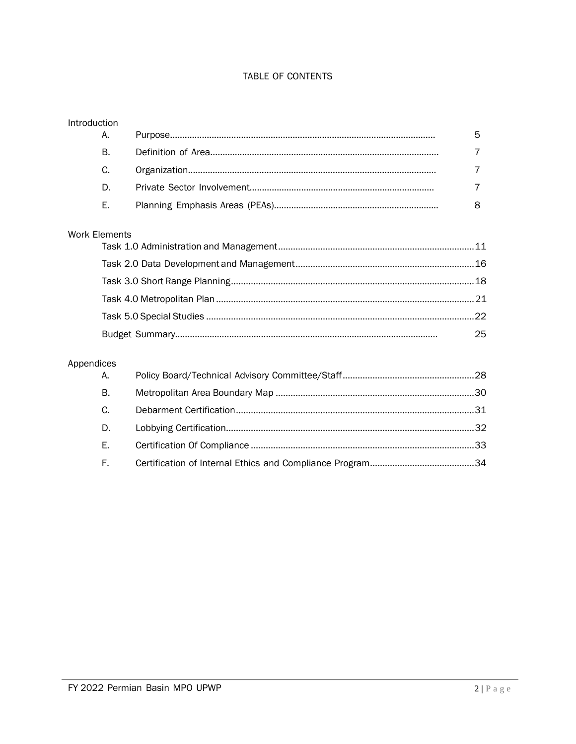# TABLE OF CONTENTS

**Introduction**

| | | |
|---|---|---|
| A. | Purpose | 5 |
| B. | Definition of Area | 7 |
| C. | Organization | 7 |
| D. | Private Sector Involvement | 7 |
| E. | Planning Emphasis Areas (PEAs) | 8 |

**Work Elements**

| | |
|---|---|
| Task 1.0 Administration and Management | 11 |
| Task 2.0 Data Development and Management | 16 |
| Task 3.0 Short Range Planning | 18 |
| Task 4.0 Metropolitan Plan | 21 |
| Task 5.0 Special Studies | 22 |
| Budget Summary | 25 |

**Appendices**

| | | |
|---|---|---|
| A. | Policy Board/Technical Advisory Committee/Staff | 28 |
| B. | Metropolitan Area Boundary Map | 30 |
| C. | Debarment Certification | 31 |
| D. | Lobbying Certification | 32 |
| E. | Certification Of Compliance | 33 |
| F. | Certification of Internal Ethics and Compliance Program | 34 |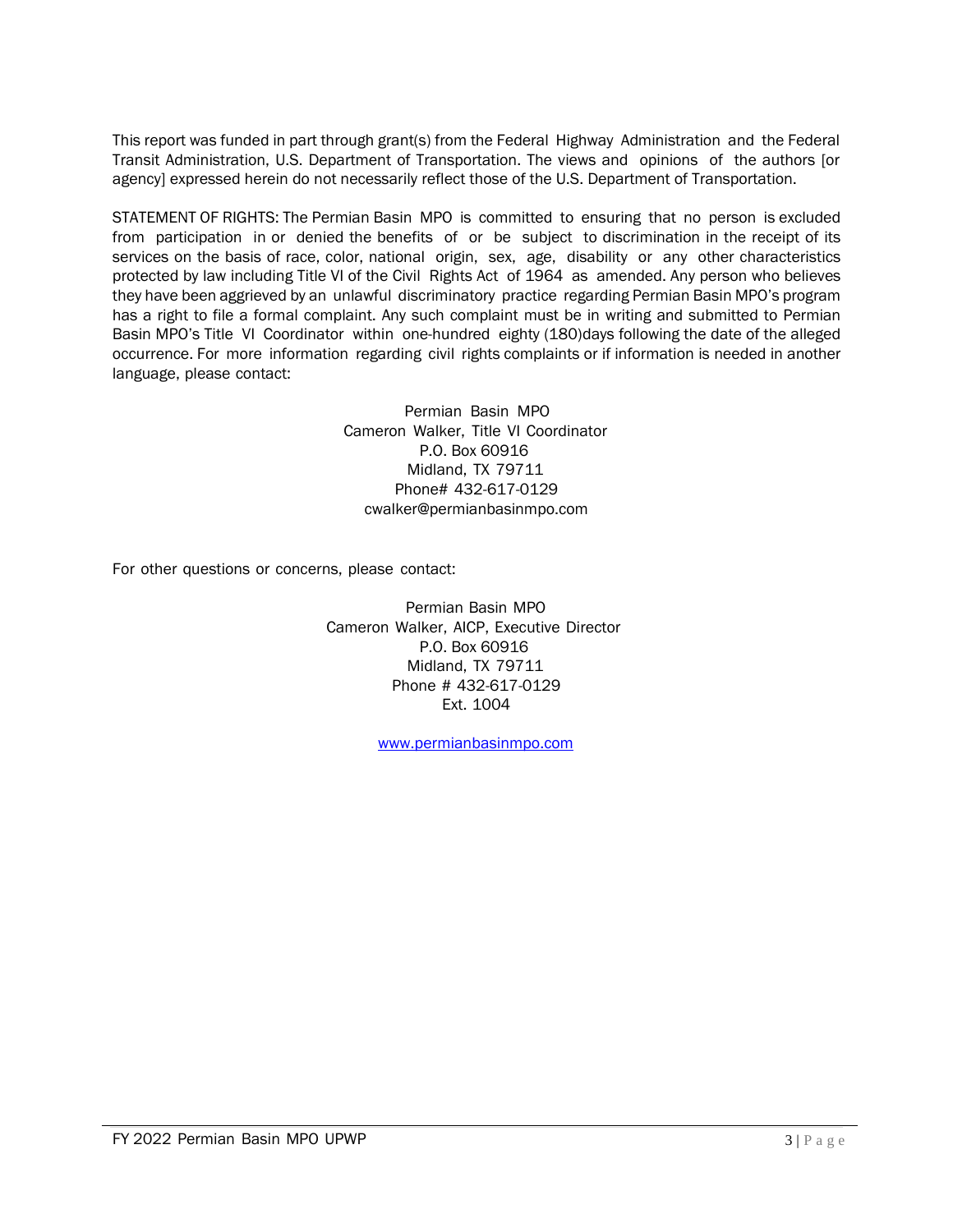This report was funded in part through grant(s) from the Federal Highway Administration and the Federal Transit Administration, U.S. Department of Transportation. The views and opinions of the authors [or agency] expressed herein do not necessarily reflect those of the U.S. Department of Transportation.

STATEMENT OF RIGHTS: The Permian Basin MPO is committed to ensuring that no person is excluded from participation in or denied the benefits of or be subject to discrimination in the receipt of its services on the basis of race, color, national origin, sex, age, disability or any other characteristics protected by law including Title VI of the Civil Rights Act of 1964 as amended. Any person who believes they have been aggrieved by an unlawful discriminatory practice regarding Permian Basin MPO's program has a right to file a formal complaint. Any such complaint must be in writing and submitted to Permian Basin MPO's Title VI Coordinator within one-hundred eighty (180)days following the date of the alleged occurrence. For more information regarding civil rights complaints or if information is needed in another language, please contact:

Permian Basin MPO
Cameron Walker, Title VI Coordinator
P.O. Box 60916
Midland, TX 79711
Phone# 432-617-0129
cwalker@permianbasinmpo.com

For other questions or concerns, please contact:

Permian Basin MPO
Cameron Walker, AICP, Executive Director
P.O. Box 60916
Midland, TX 79711
Phone # 432-617-0129
Ext. 1004

www.permianbasinmpo.com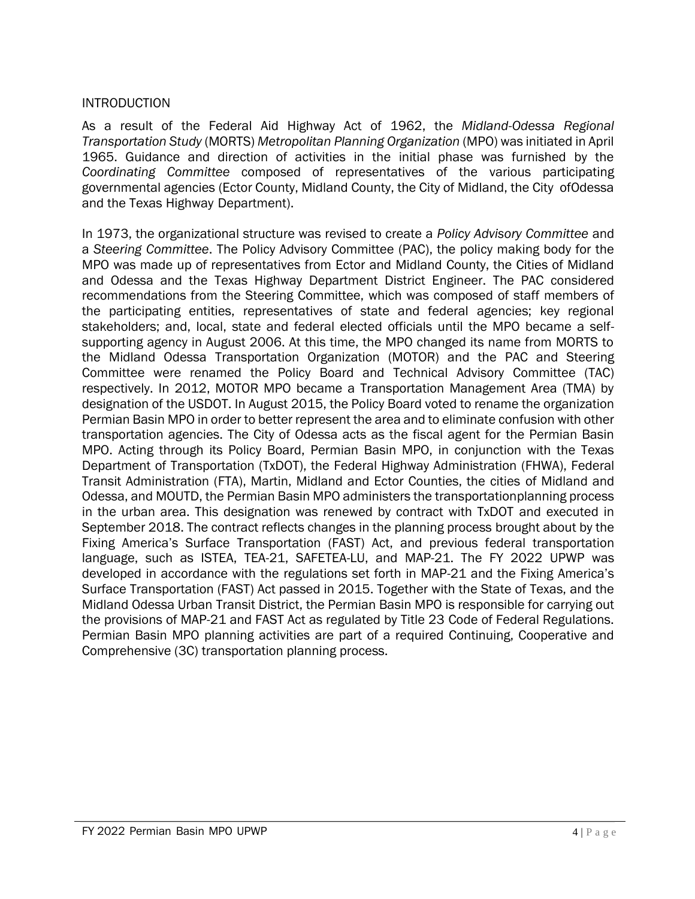## INTRODUCTION

As a result of the Federal Aid Highway Act of 1962, the *Midland-Odessa Regional Transportation Study* (MORTS) *Metropolitan Planning Organization* (MPO) was initiated in April 1965. Guidance and direction of activities in the initial phase was furnished by the *Coordinating Committee* composed of representatives of the various participating governmental agencies (Ector County, Midland County, the City of Midland, the City ofOdessa and the Texas Highway Department).

In 1973, the organizational structure was revised to create a *Policy Advisory Committee* and a *Steering Committee*. The Policy Advisory Committee (PAC), the policy making body for the MPO was made up of representatives from Ector and Midland County, the Cities of Midland and Odessa and the Texas Highway Department District Engineer. The PAC considered recommendations from the Steering Committee, which was composed of staff members of the participating entities, representatives of state and federal agencies; key regional stakeholders; and, local, state and federal elected officials until the MPO became a self-supporting agency in August 2006. At this time, the MPO changed its name from MORTS to the Midland Odessa Transportation Organization (MOTOR) and the PAC and Steering Committee were renamed the Policy Board and Technical Advisory Committee (TAC) respectively. In 2012, MOTOR MPO became a Transportation Management Area (TMA) by designation of the USDOT. In August 2015, the Policy Board voted to rename the organization Permian Basin MPO in order to better represent the area and to eliminate confusion with other transportation agencies. The City of Odessa acts as the fiscal agent for the Permian Basin MPO. Acting through its Policy Board, Permian Basin MPO, in conjunction with the Texas Department of Transportation (TxDOT), the Federal Highway Administration (FHWA), Federal Transit Administration (FTA), Martin, Midland and Ector Counties, the cities of Midland and Odessa, and MOUTD, the Permian Basin MPO administers the transportationplanning process in the urban area. This designation was renewed by contract with TxDOT and executed in September 2018. The contract reflects changes in the planning process brought about by the Fixing America's Surface Transportation (FAST) Act, and previous federal transportation language, such as ISTEA, TEA-21, SAFETEA-LU, and MAP-21. The FY 2022 UPWP was developed in accordance with the regulations set forth in MAP-21 and the Fixing America's Surface Transportation (FAST) Act passed in 2015. Together with the State of Texas, and the Midland Odessa Urban Transit District, the Permian Basin MPO is responsible for carrying out the provisions of MAP-21 and FAST Act as regulated by Title 23 Code of Federal Regulations. Permian Basin MPO planning activities are part of a required Continuing, Cooperative and Comprehensive (3C) transportation planning process.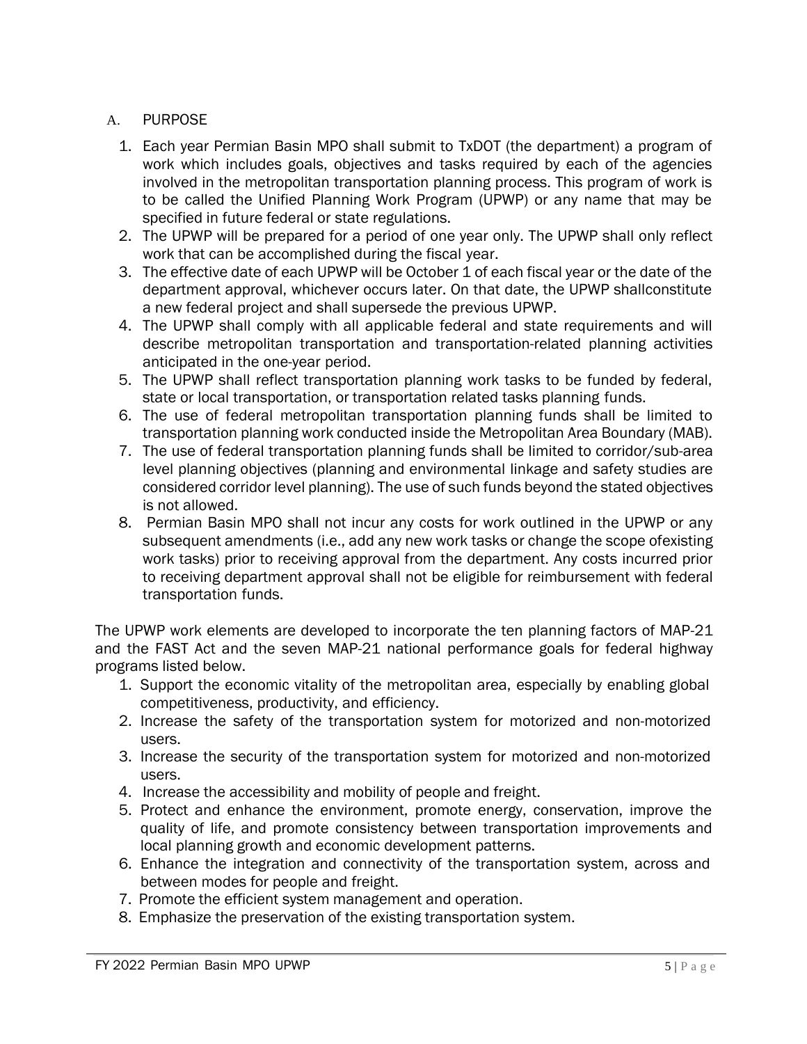## A. PURPOSE

1. Each year Permian Basin MPO shall submit to TxDOT (the department) a program of work which includes goals, objectives and tasks required by each of the agencies involved in the metropolitan transportation planning process. This program of work is to be called the Unified Planning Work Program (UPWP) or any name that may be specified in future federal or state regulations.
2. The UPWP will be prepared for a period of one year only. The UPWP shall only reflect work that can be accomplished during the fiscal year.
3. The effective date of each UPWP will be October 1 of each fiscal year or the date of the department approval, whichever occurs later. On that date, the UPWP shallconstitute a new federal project and shall supersede the previous UPWP.
4. The UPWP shall comply with all applicable federal and state requirements and will describe metropolitan transportation and transportation-related planning activities anticipated in the one-year period.
5. The UPWP shall reflect transportation planning work tasks to be funded by federal, state or local transportation, or transportation related tasks planning funds.
6. The use of federal metropolitan transportation planning funds shall be limited to transportation planning work conducted inside the Metropolitan Area Boundary (MAB).
7. The use of federal transportation planning funds shall be limited to corridor/sub-area level planning objectives (planning and environmental linkage and safety studies are considered corridor level planning). The use of such funds beyond the stated objectives is not allowed.
8. Permian Basin MPO shall not incur any costs for work outlined in the UPWP or any subsequent amendments (i.e., add any new work tasks or change the scope ofexisting work tasks) prior to receiving approval from the department. Any costs incurred prior to receiving department approval shall not be eligible for reimbursement with federal transportation funds.

The UPWP work elements are developed to incorporate the ten planning factors of MAP-21 and the FAST Act and the seven MAP-21 national performance goals for federal highway programs listed below.

1. Support the economic vitality of the metropolitan area, especially by enabling global competitiveness, productivity, and efficiency.
2. Increase the safety of the transportation system for motorized and non-motorized users.
3. Increase the security of the transportation system for motorized and non-motorized users.
4. Increase the accessibility and mobility of people and freight.
5. Protect and enhance the environment, promote energy, conservation, improve the quality of life, and promote consistency between transportation improvements and local planning growth and economic development patterns.
6. Enhance the integration and connectivity of the transportation system, across and between modes for people and freight.
7. Promote the efficient system management and operation.
8. Emphasize the preservation of the existing transportation system.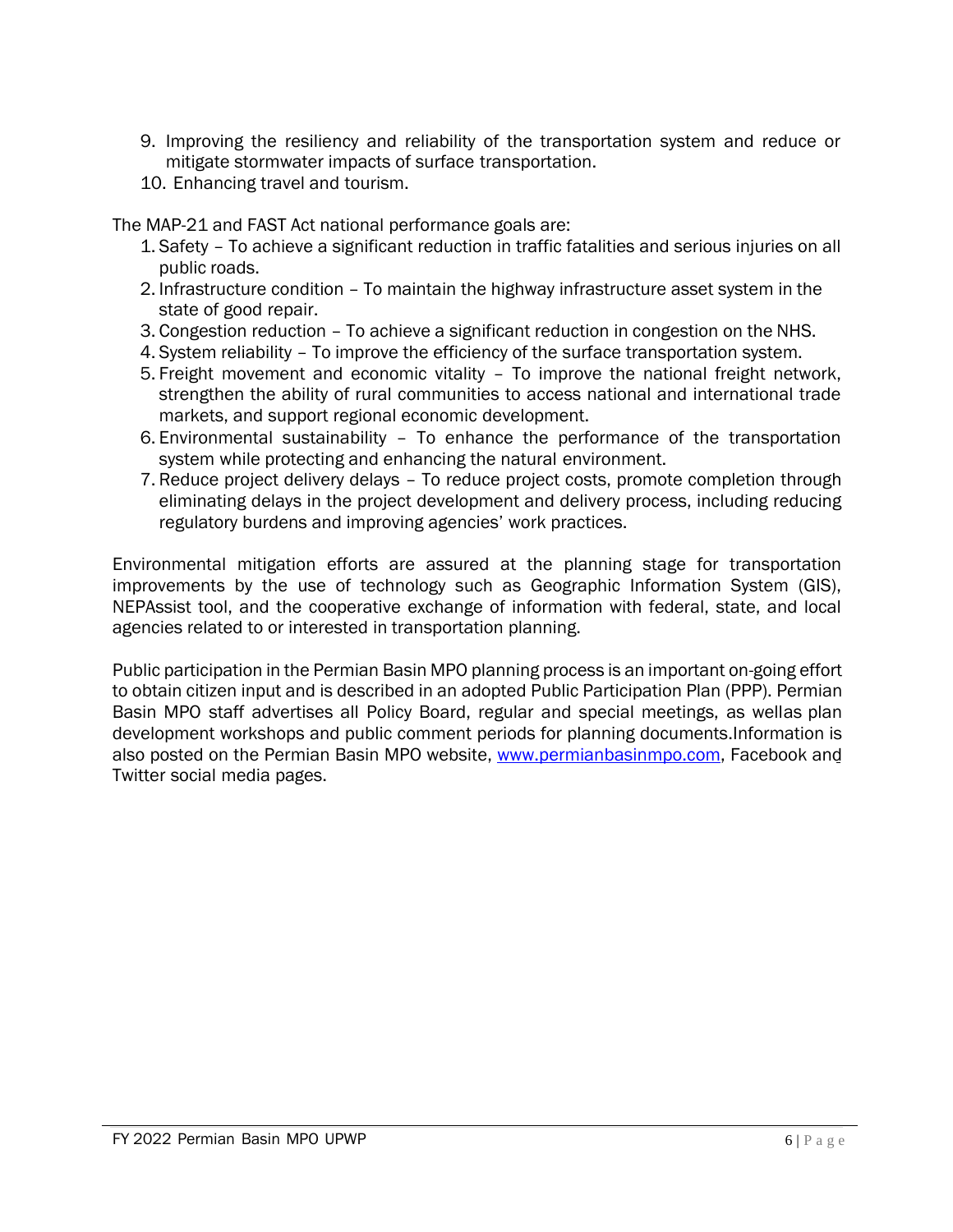9. Improving the resiliency and reliability of the transportation system and reduce or mitigate stormwater impacts of surface transportation.
10. Enhancing travel and tourism.

The MAP-21 and FAST Act national performance goals are:

1. Safety – To achieve a significant reduction in traffic fatalities and serious injuries on all public roads.
2. Infrastructure condition – To maintain the highway infrastructure asset system in the state of good repair.
3. Congestion reduction – To achieve a significant reduction in congestion on the NHS.
4. System reliability – To improve the efficiency of the surface transportation system.
5. Freight movement and economic vitality – To improve the national freight network, strengthen the ability of rural communities to access national and international trade markets, and support regional economic development.
6. Environmental sustainability – To enhance the performance of the transportation system while protecting and enhancing the natural environment.
7. Reduce project delivery delays – To reduce project costs, promote completion through eliminating delays in the project development and delivery process, including reducing regulatory burdens and improving agencies' work practices.

Environmental mitigation efforts are assured at the planning stage for transportation improvements by the use of technology such as Geographic Information System (GIS), NEPAssist tool, and the cooperative exchange of information with federal, state, and local agencies related to or interested in transportation planning.

Public participation in the Permian Basin MPO planning process is an important on-going effort to obtain citizen input and is described in an adopted Public Participation Plan (PPP). Permian Basin MPO staff advertises all Policy Board, regular and special meetings, as wellas plan development workshops and public comment periods for planning documents.Information is also posted on the Permian Basin MPO website, [www.permianbasinmpo.com](http://www.permianbasinmpo.com), Facebook and Twitter social media pages.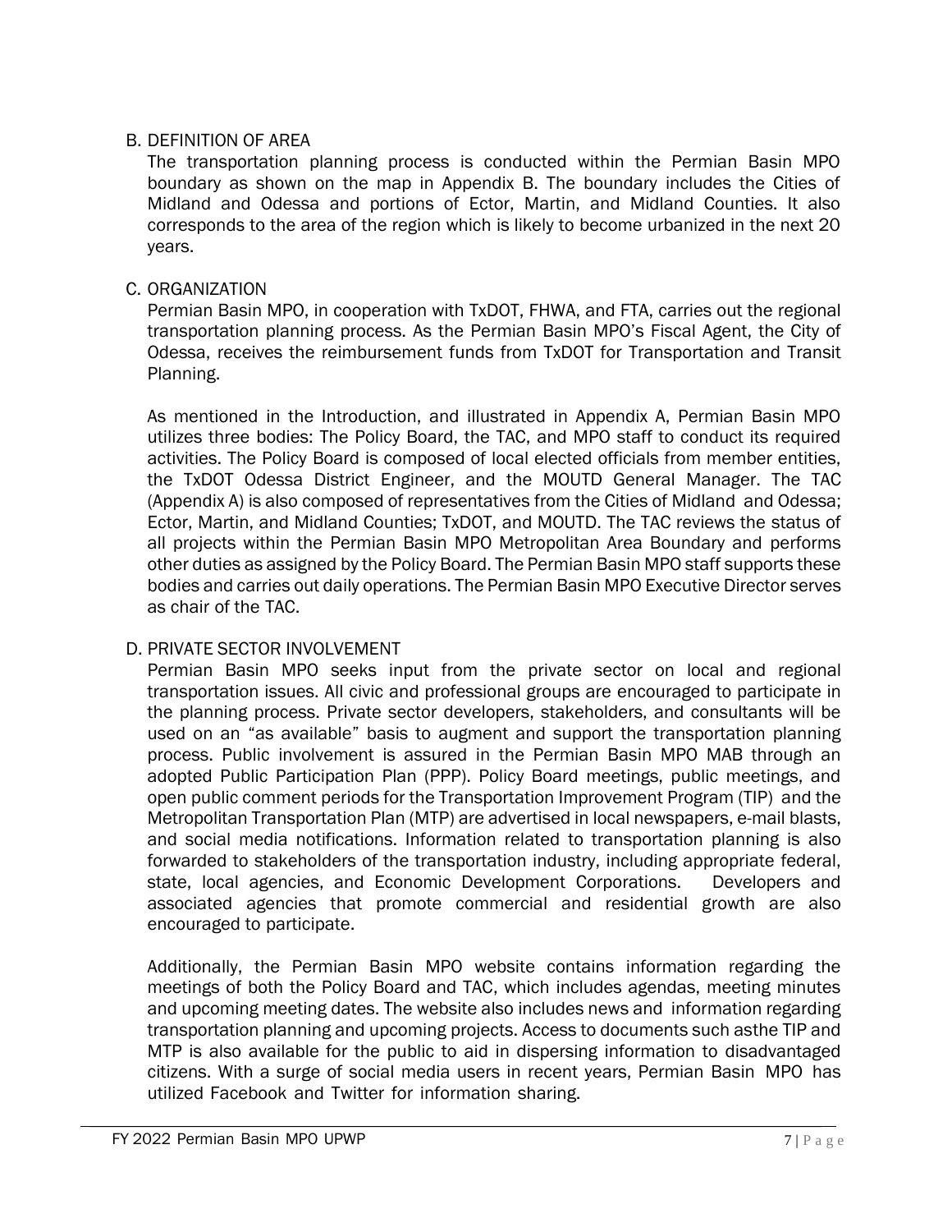## B. DEFINITION OF AREA

The transportation planning process is conducted within the Permian Basin MPO boundary as shown on the map in Appendix B. The boundary includes the Cities of Midland and Odessa and portions of Ector, Martin, and Midland Counties. It also corresponds to the area of the region which is likely to become urbanized in the next 20 years.

## C. ORGANIZATION

Permian Basin MPO, in cooperation with TxDOT, FHWA, and FTA, carries out the regional transportation planning process. As the Permian Basin MPO's Fiscal Agent, the City of Odessa, receives the reimbursement funds from TxDOT for Transportation and Transit Planning.

As mentioned in the Introduction, and illustrated in Appendix A, Permian Basin MPO utilizes three bodies: The Policy Board, the TAC, and MPO staff to conduct its required activities. The Policy Board is composed of local elected officials from member entities, the TxDOT Odessa District Engineer, and the MOUTD General Manager. The TAC (Appendix A) is also composed of representatives from the Cities of Midland and Odessa; Ector, Martin, and Midland Counties; TxDOT, and MOUTD. The TAC reviews the status of all projects within the Permian Basin MPO Metropolitan Area Boundary and performs other duties as assigned by the Policy Board. The Permian Basin MPO staff supports these bodies and carries out daily operations. The Permian Basin MPO Executive Director serves as chair of the TAC.

## D. PRIVATE SECTOR INVOLVEMENT

Permian Basin MPO seeks input from the private sector on local and regional transportation issues. All civic and professional groups are encouraged to participate in the planning process. Private sector developers, stakeholders, and consultants will be used on an "as available" basis to augment and support the transportation planning process. Public involvement is assured in the Permian Basin MPO MAB through an adopted Public Participation Plan (PPP). Policy Board meetings, public meetings, and open public comment periods for the Transportation Improvement Program (TIP) and the Metropolitan Transportation Plan (MTP) are advertised in local newspapers, e-mail blasts, and social media notifications. Information related to transportation planning is also forwarded to stakeholders of the transportation industry, including appropriate federal, state, local agencies, and Economic Development Corporations. Developers and associated agencies that promote commercial and residential growth are also encouraged to participate.

Additionally, the Permian Basin MPO website contains information regarding the meetings of both the Policy Board and TAC, which includes agendas, meeting minutes and upcoming meeting dates. The website also includes news and information regarding transportation planning and upcoming projects. Access to documents such asthe TIP and MTP is also available for the public to aid in dispersing information to disadvantaged citizens. With a surge of social media users in recent years, Permian Basin MPO has utilized Facebook and Twitter for information sharing.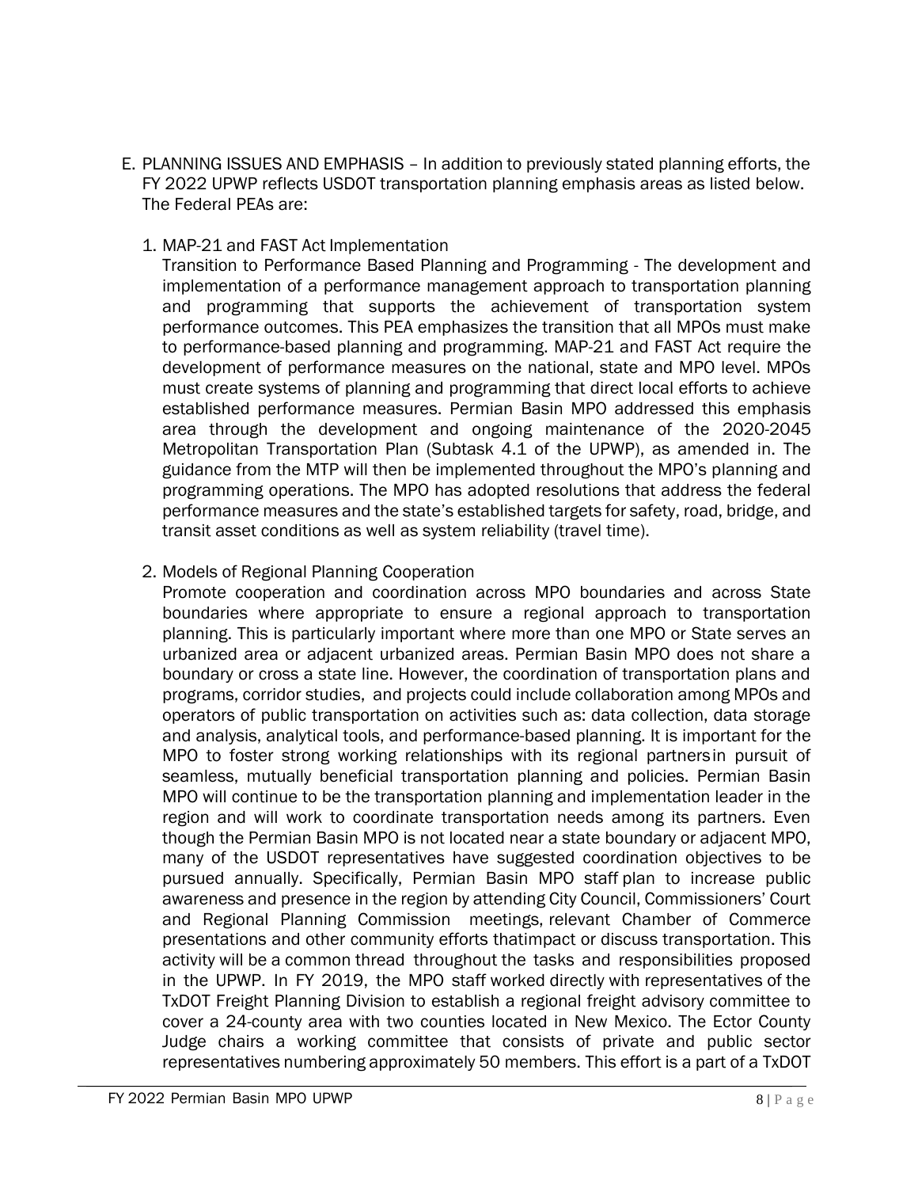E. PLANNING ISSUES AND EMPHASIS – In addition to previously stated planning efforts, the FY 2022 UPWP reflects USDOT transportation planning emphasis areas as listed below. The Federal PEAs are:

1. MAP-21 and FAST Act Implementation
   Transition to Performance Based Planning and Programming - The development and implementation of a performance management approach to transportation planning and programming that supports the achievement of transportation system performance outcomes. This PEA emphasizes the transition that all MPOs must make to performance-based planning and programming. MAP-21 and FAST Act require the development of performance measures on the national, state and MPO level. MPOs must create systems of planning and programming that direct local efforts to achieve established performance measures. Permian Basin MPO addressed this emphasis area through the development and ongoing maintenance of the 2020-2045 Metropolitan Transportation Plan (Subtask 4.1 of the UPWP), as amended in. The guidance from the MTP will then be implemented throughout the MPO's planning and programming operations. The MPO has adopted resolutions that address the federal performance measures and the state's established targets for safety, road, bridge, and transit asset conditions as well as system reliability (travel time).

2. Models of Regional Planning Cooperation
   Promote cooperation and coordination across MPO boundaries and across State boundaries where appropriate to ensure a regional approach to transportation planning. This is particularly important where more than one MPO or State serves an urbanized area or adjacent urbanized areas. Permian Basin MPO does not share a boundary or cross a state line. However, the coordination of transportation plans and programs, corridor studies, and projects could include collaboration among MPOs and operators of public transportation on activities such as: data collection, data storage and analysis, analytical tools, and performance-based planning. It is important for the MPO to foster strong working relationships with its regional partners in pursuit of seamless, mutually beneficial transportation planning and policies. Permian Basin MPO will continue to be the transportation planning and implementation leader in the region and will work to coordinate transportation needs among its partners. Even though the Permian Basin MPO is not located near a state boundary or adjacent MPO, many of the USDOT representatives have suggested coordination objectives to be pursued annually. Specifically, Permian Basin MPO staff plan to increase public awareness and presence in the region by attending City Council, Commissioners' Court and Regional Planning Commission meetings, relevant Chamber of Commerce presentations and other community efforts that impact or discuss transportation. This activity will be a common thread throughout the tasks and responsibilities proposed in the UPWP. In FY 2019, the MPO staff worked directly with representatives of the TxDOT Freight Planning Division to establish a regional freight advisory committee to cover a 24-county area with two counties located in New Mexico. The Ector County Judge chairs a working committee that consists of private and public sector representatives numbering approximately 50 members. This effort is a part of a TxDOT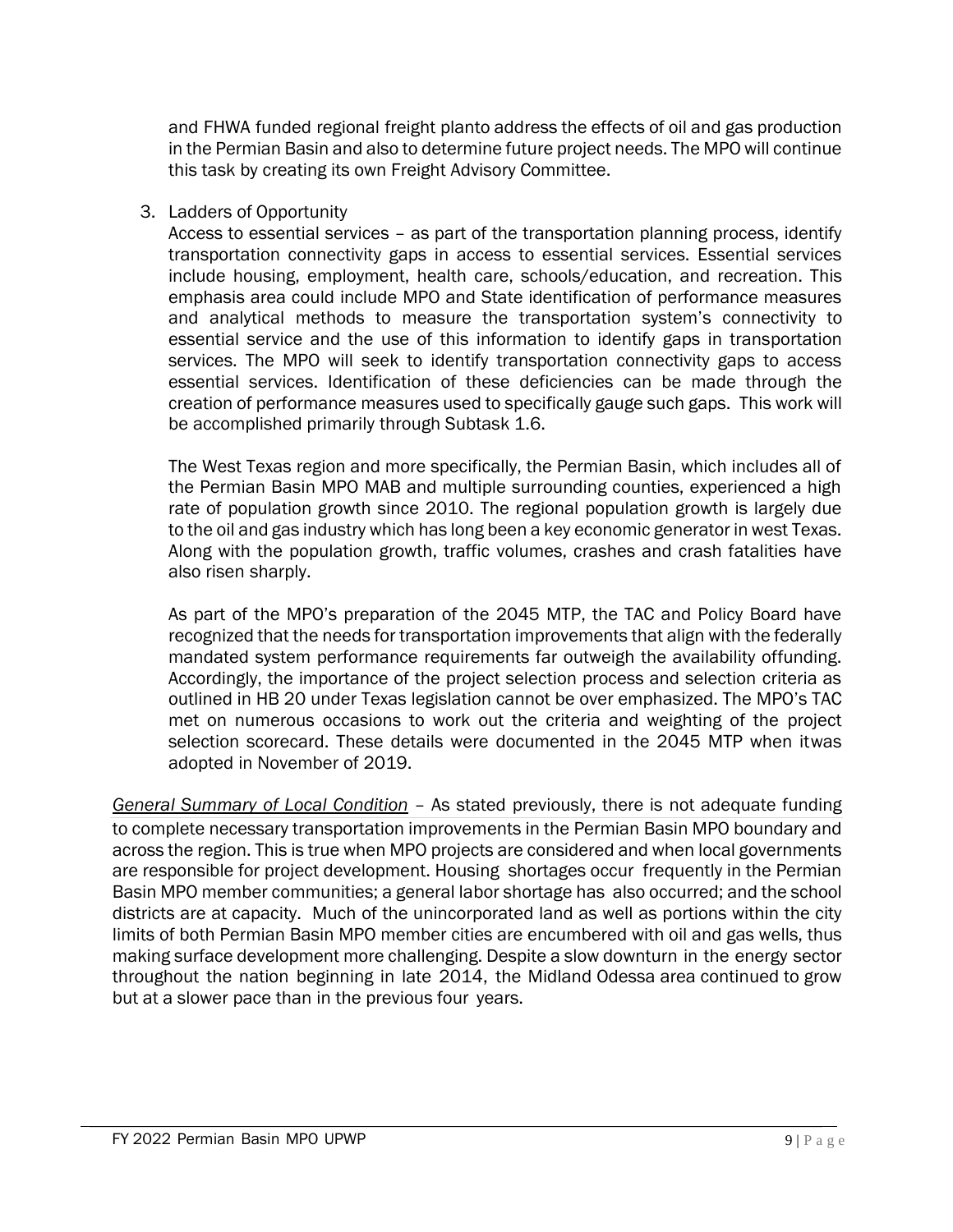and FHWA funded regional freight planto address the effects of oil and gas production in the Permian Basin and also to determine future project needs. The MPO will continue this task by creating its own Freight Advisory Committee.

3. Ladders of Opportunity

   Access to essential services – as part of the transportation planning process, identify transportation connectivity gaps in access to essential services. Essential services include housing, employment, health care, schools/education, and recreation. This emphasis area could include MPO and State identification of performance measures and analytical methods to measure the transportation system's connectivity to essential service and the use of this information to identify gaps in transportation services. The MPO will seek to identify transportation connectivity gaps to access essential services. Identification of these deficiencies can be made through the creation of performance measures used to specifically gauge such gaps. This work will be accomplished primarily through Subtask 1.6.

   The West Texas region and more specifically, the Permian Basin, which includes all of the Permian Basin MPO MAB and multiple surrounding counties, experienced a high rate of population growth since 2010. The regional population growth is largely due to the oil and gas industry which has long been a key economic generator in west Texas. Along with the population growth, traffic volumes, crashes and crash fatalities have also risen sharply.

   As part of the MPO's preparation of the 2045 MTP, the TAC and Policy Board have recognized that the needs for transportation improvements that align with the federally mandated system performance requirements far outweigh the availability offunding. Accordingly, the importance of the project selection process and selection criteria as outlined in HB 20 under Texas legislation cannot be over emphasized. The MPO's TAC met on numerous occasions to work out the criteria and weighting of the project selection scorecard. These details were documented in the 2045 MTP when itwas adopted in November of 2019.

*General Summary of Local Condition* – As stated previously, there is not adequate funding to complete necessary transportation improvements in the Permian Basin MPO boundary and across the region. This is true when MPO projects are considered and when local governments are responsible for project development. Housing shortages occur frequently in the Permian Basin MPO member communities; a general labor shortage has also occurred; and the school districts are at capacity. Much of the unincorporated land as well as portions within the city limits of both Permian Basin MPO member cities are encumbered with oil and gas wells, thus making surface development more challenging. Despite a slow downturn in the energy sector throughout the nation beginning in late 2014, the Midland Odessa area continued to grow but at a slower pace than in the previous four years.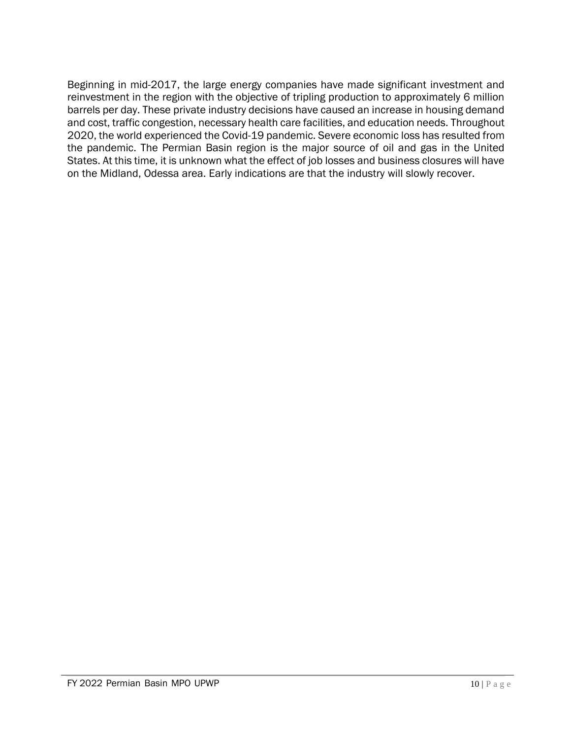Beginning in mid-2017, the large energy companies have made significant investment and reinvestment in the region with the objective of tripling production to approximately 6 million barrels per day. These private industry decisions have caused an increase in housing demand and cost, traffic congestion, necessary health care facilities, and education needs. Throughout 2020, the world experienced the Covid-19 pandemic. Severe economic loss has resulted from the pandemic. The Permian Basin region is the major source of oil and gas in the United States. At this time, it is unknown what the effect of job losses and business closures will have on the Midland, Odessa area. Early indications are that the industry will slowly recover.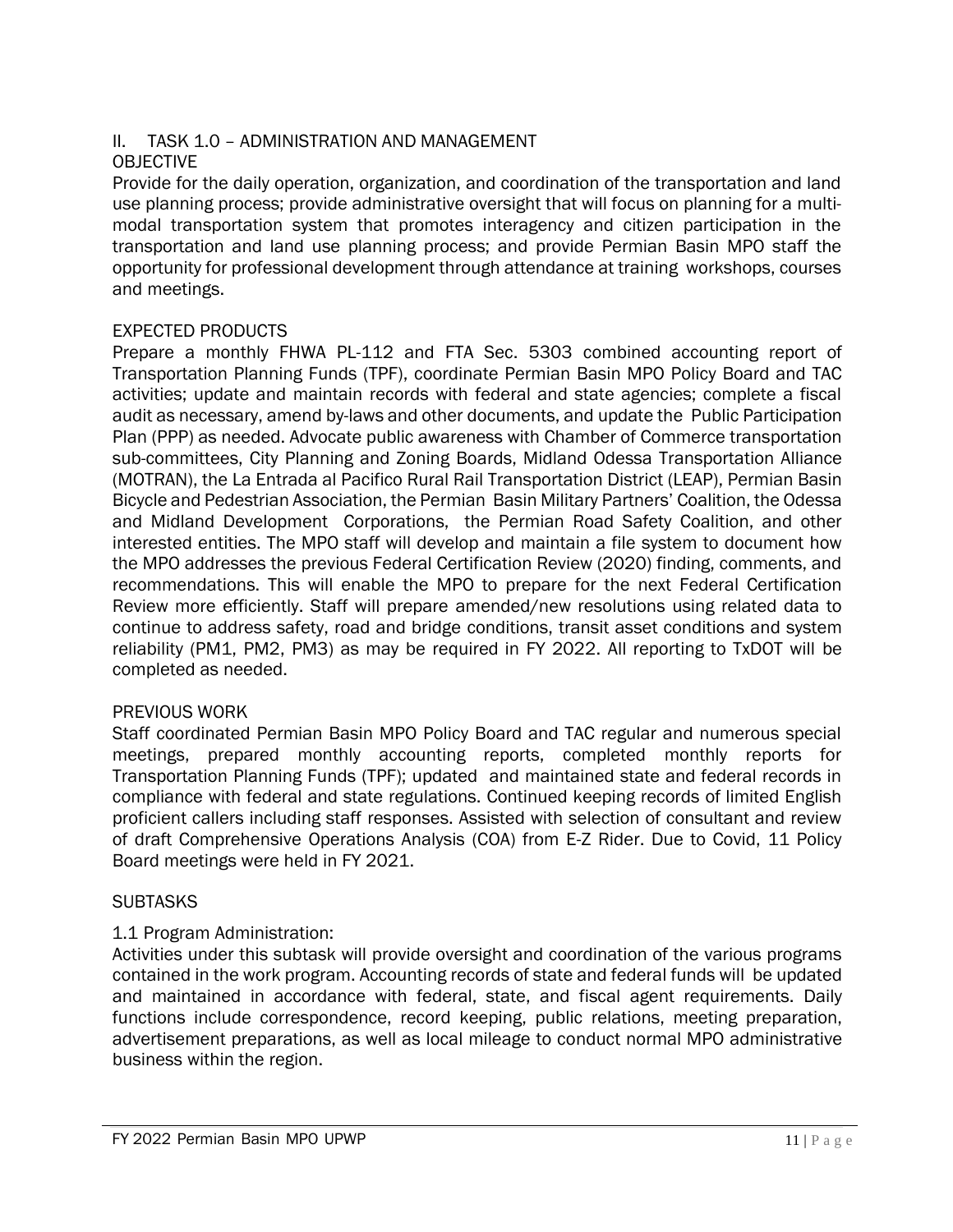## II. TASK 1.0 – ADMINISTRATION AND MANAGEMENT

### OBJECTIVE

Provide for the daily operation, organization, and coordination of the transportation and land use planning process; provide administrative oversight that will focus on planning for a multi-modal transportation system that promotes interagency and citizen participation in the transportation and land use planning process; and provide Permian Basin MPO staff the opportunity for professional development through attendance at training workshops, courses and meetings.

### EXPECTED PRODUCTS

Prepare a monthly FHWA PL-112 and FTA Sec. 5303 combined accounting report of Transportation Planning Funds (TPF), coordinate Permian Basin MPO Policy Board and TAC activities; update and maintain records with federal and state agencies; complete a fiscal audit as necessary, amend by-laws and other documents, and update the Public Participation Plan (PPP) as needed. Advocate public awareness with Chamber of Commerce transportation sub-committees, City Planning and Zoning Boards, Midland Odessa Transportation Alliance (MOTRAN), the La Entrada al Pacifico Rural Rail Transportation District (LEAP), Permian Basin Bicycle and Pedestrian Association, the Permian Basin Military Partners' Coalition, the Odessa and Midland Development Corporations, the Permian Road Safety Coalition, and other interested entities. The MPO staff will develop and maintain a file system to document how the MPO addresses the previous Federal Certification Review (2020) finding, comments, and recommendations. This will enable the MPO to prepare for the next Federal Certification Review more efficiently. Staff will prepare amended/new resolutions using related data to continue to address safety, road and bridge conditions, transit asset conditions and system reliability (PM1, PM2, PM3) as may be required in FY 2022. All reporting to TxDOT will be completed as needed.

### PREVIOUS WORK

Staff coordinated Permian Basin MPO Policy Board and TAC regular and numerous special meetings, prepared monthly accounting reports, completed monthly reports for Transportation Planning Funds (TPF); updated and maintained state and federal records in compliance with federal and state regulations. Continued keeping records of limited English proficient callers including staff responses. Assisted with selection of consultant and review of draft Comprehensive Operations Analysis (COA) from E-Z Rider. Due to Covid, 11 Policy Board meetings were held in FY 2021.

### SUBTASKS

#### 1.1 Program Administration:

Activities under this subtask will provide oversight and coordination of the various programs contained in the work program. Accounting records of state and federal funds will be updated and maintained in accordance with federal, state, and fiscal agent requirements. Daily functions include correspondence, record keeping, public relations, meeting preparation, advertisement preparations, as well as local mileage to conduct normal MPO administrative business within the region.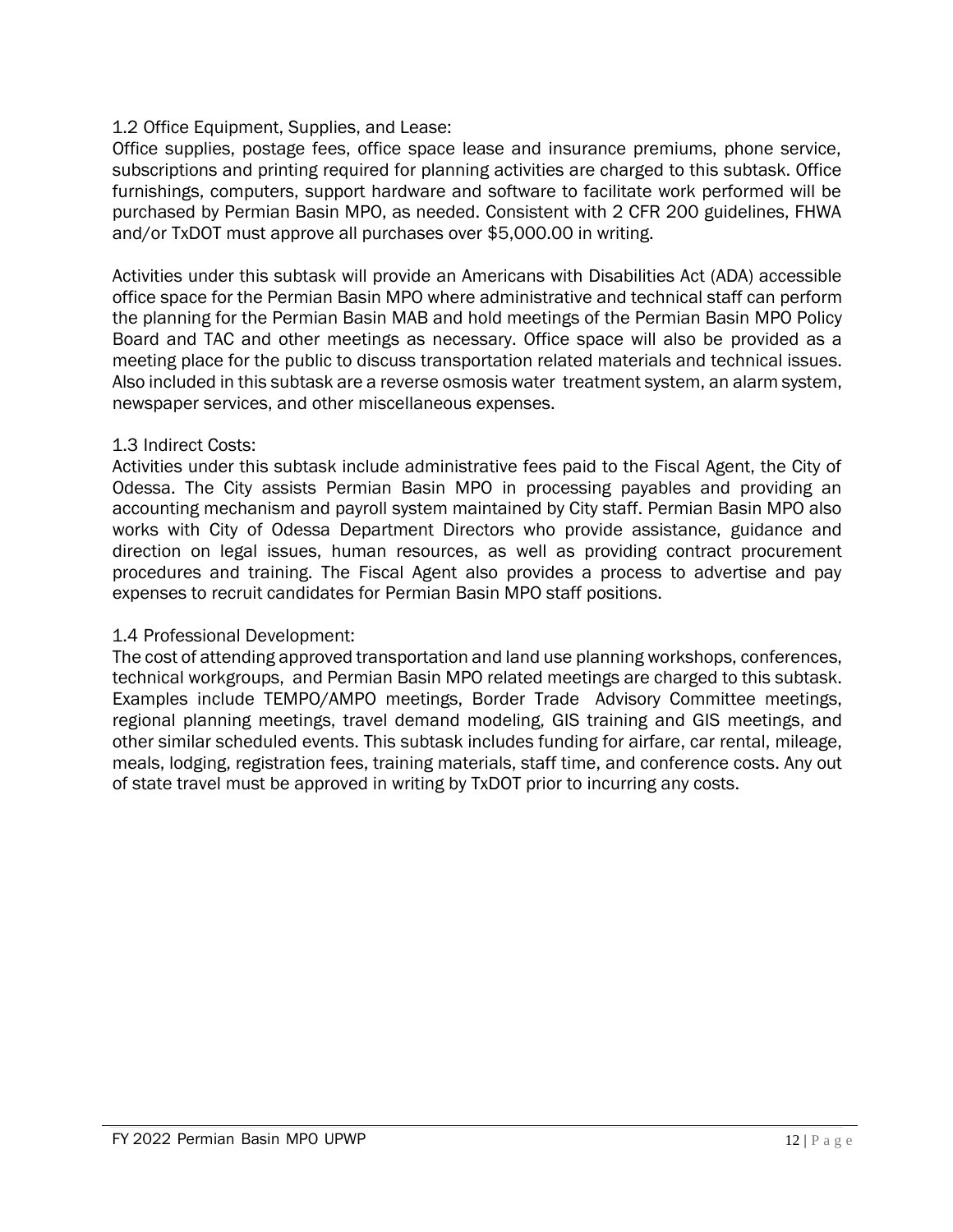1.2 Office Equipment, Supplies, and Lease:

Office supplies, postage fees, office space lease and insurance premiums, phone service, subscriptions and printing required for planning activities are charged to this subtask. Office furnishings, computers, support hardware and software to facilitate work performed will be purchased by Permian Basin MPO, as needed. Consistent with 2 CFR 200 guidelines, FHWA and/or TxDOT must approve all purchases over $5,000.00 in writing.

Activities under this subtask will provide an Americans with Disabilities Act (ADA) accessible office space for the Permian Basin MPO where administrative and technical staff can perform the planning for the Permian Basin MAB and hold meetings of the Permian Basin MPO Policy Board and TAC and other meetings as necessary. Office space will also be provided as a meeting place for the public to discuss transportation related materials and technical issues. Also included in this subtask are a reverse osmosis water treatment system, an alarm system, newspaper services, and other miscellaneous expenses.

1.3 Indirect Costs:

Activities under this subtask include administrative fees paid to the Fiscal Agent, the City of Odessa. The City assists Permian Basin MPO in processing payables and providing an accounting mechanism and payroll system maintained by City staff. Permian Basin MPO also works with City of Odessa Department Directors who provide assistance, guidance and direction on legal issues, human resources, as well as providing contract procurement procedures and training. The Fiscal Agent also provides a process to advertise and pay expenses to recruit candidates for Permian Basin MPO staff positions.

1.4 Professional Development:

The cost of attending approved transportation and land use planning workshops, conferences, technical workgroups, and Permian Basin MPO related meetings are charged to this subtask. Examples include TEMPO/AMPO meetings, Border Trade Advisory Committee meetings, regional planning meetings, travel demand modeling, GIS training and GIS meetings, and other similar scheduled events. This subtask includes funding for airfare, car rental, mileage, meals, lodging, registration fees, training materials, staff time, and conference costs. Any out of state travel must be approved in writing by TxDOT prior to incurring any costs.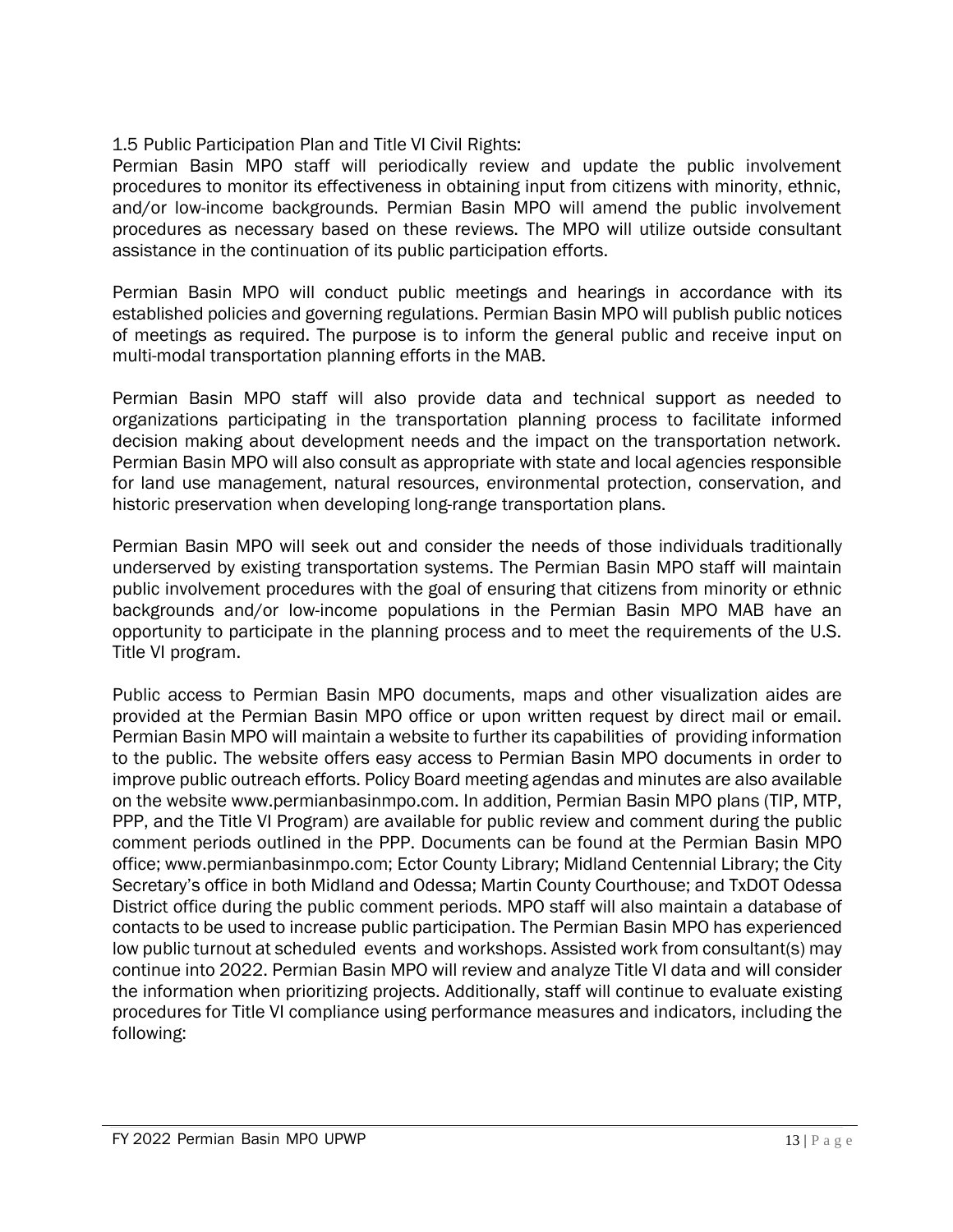### 1.5 Public Participation Plan and Title VI Civil Rights:

Permian Basin MPO staff will periodically review and update the public involvement procedures to monitor its effectiveness in obtaining input from citizens with minority, ethnic, and/or low-income backgrounds. Permian Basin MPO will amend the public involvement procedures as necessary based on these reviews. The MPO will utilize outside consultant assistance in the continuation of its public participation efforts.

Permian Basin MPO will conduct public meetings and hearings in accordance with its established policies and governing regulations. Permian Basin MPO will publish public notices of meetings as required. The purpose is to inform the general public and receive input on multi-modal transportation planning efforts in the MAB.

Permian Basin MPO staff will also provide data and technical support as needed to organizations participating in the transportation planning process to facilitate informed decision making about development needs and the impact on the transportation network. Permian Basin MPO will also consult as appropriate with state and local agencies responsible for land use management, natural resources, environmental protection, conservation, and historic preservation when developing long-range transportation plans.

Permian Basin MPO will seek out and consider the needs of those individuals traditionally underserved by existing transportation systems. The Permian Basin MPO staff will maintain public involvement procedures with the goal of ensuring that citizens from minority or ethnic backgrounds and/or low-income populations in the Permian Basin MPO MAB have an opportunity to participate in the planning process and to meet the requirements of the U.S. Title VI program.

Public access to Permian Basin MPO documents, maps and other visualization aides are provided at the Permian Basin MPO office or upon written request by direct mail or email. Permian Basin MPO will maintain a website to further its capabilities of providing information to the public. The website offers easy access to Permian Basin MPO documents in order to improve public outreach efforts. Policy Board meeting agendas and minutes are also available on the website www.permianbasinmpo.com. In addition, Permian Basin MPO plans (TIP, MTP, PPP, and the Title VI Program) are available for public review and comment during the public comment periods outlined in the PPP. Documents can be found at the Permian Basin MPO office; www.permianbasinmpo.com; Ector County Library; Midland Centennial Library; the City Secretary's office in both Midland and Odessa; Martin County Courthouse; and TxDOT Odessa District office during the public comment periods. MPO staff will also maintain a database of contacts to be used to increase public participation. The Permian Basin MPO has experienced low public turnout at scheduled events and workshops. Assisted work from consultant(s) may continue into 2022. Permian Basin MPO will review and analyze Title VI data and will consider the information when prioritizing projects. Additionally, staff will continue to evaluate existing procedures for Title VI compliance using performance measures and indicators, including the following: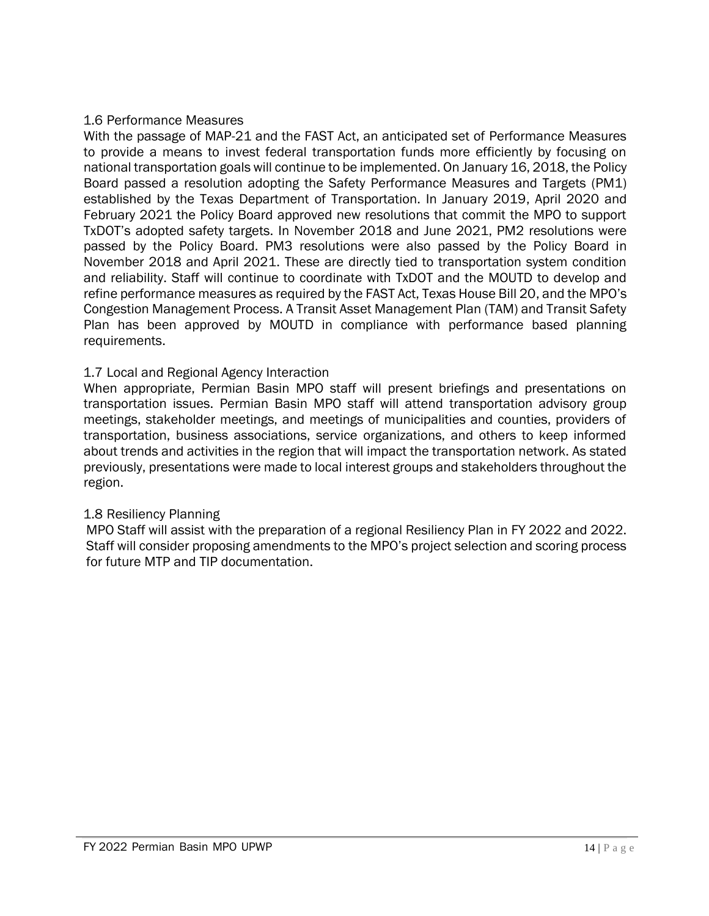### 1.6 Performance Measures

With the passage of MAP-21 and the FAST Act, an anticipated set of Performance Measures to provide a means to invest federal transportation funds more efficiently by focusing on national transportation goals will continue to be implemented. On January 16, 2018, the Policy Board passed a resolution adopting the Safety Performance Measures and Targets (PM1) established by the Texas Department of Transportation. In January 2019, April 2020 and February 2021 the Policy Board approved new resolutions that commit the MPO to support TxDOT's adopted safety targets. In November 2018 and June 2021, PM2 resolutions were passed by the Policy Board. PM3 resolutions were also passed by the Policy Board in November 2018 and April 2021. These are directly tied to transportation system condition and reliability. Staff will continue to coordinate with TxDOT and the MOUTD to develop and refine performance measures as required by the FAST Act, Texas House Bill 20, and the MPO's Congestion Management Process. A Transit Asset Management Plan (TAM) and Transit Safety Plan has been approved by MOUTD in compliance with performance based planning requirements.

### 1.7 Local and Regional Agency Interaction

When appropriate, Permian Basin MPO staff will present briefings and presentations on transportation issues. Permian Basin MPO staff will attend transportation advisory group meetings, stakeholder meetings, and meetings of municipalities and counties, providers of transportation, business associations, service organizations, and others to keep informed about trends and activities in the region that will impact the transportation network. As stated previously, presentations were made to local interest groups and stakeholders throughout the region.

### 1.8 Resiliency Planning

MPO Staff will assist with the preparation of a regional Resiliency Plan in FY 2022 and 2022. Staff will consider proposing amendments to the MPO's project selection and scoring process for future MTP and TIP documentation.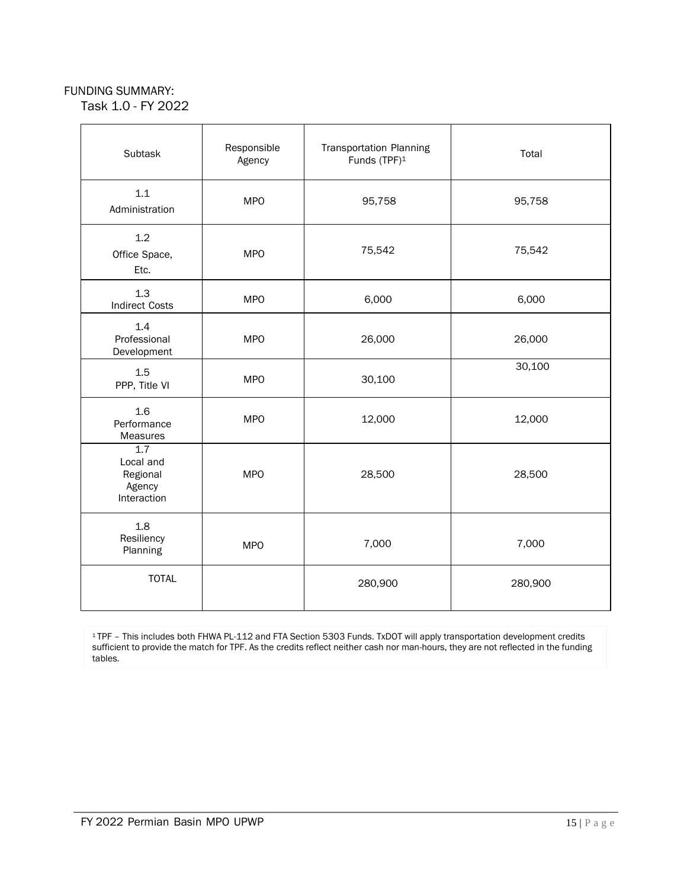FUNDING SUMMARY:

Task 1.0 - FY 2022

| Subtask | Responsible Agency | Transportation Planning Funds (TPF)[1] | Total |
|---|---|---|---|
| 1.1 Administration | MPO | 95,758 | 95,758 |
| 1.2 Office Space, Etc. | MPO | 75,542 | 75,542 |
| 1.3 Indirect Costs | MPO | 6,000 | 6,000 |
| 1.4 Professional Development | MPO | 26,000 | 26,000 |
| 1.5 PPP, Title VI | MPO | 30,100 | 30,100 |
| 1.6 Performance Measures | MPO | 12,000 | 12,000 |
| 1.7 Local and Regional Agency Interaction | MPO | 28,500 | 28,500 |
| 1.8 Resiliency Planning | MPO | 7,000 | 7,000 |
| TOTAL | | 280,900 | 280,900 |

[1] TPF – This includes both FHWA PL-112 and FTA Section 5303 Funds. TxDOT will apply transportation development credits sufficient to provide the match for TPF. As the credits reflect neither cash nor man-hours, they are not reflected in the funding tables.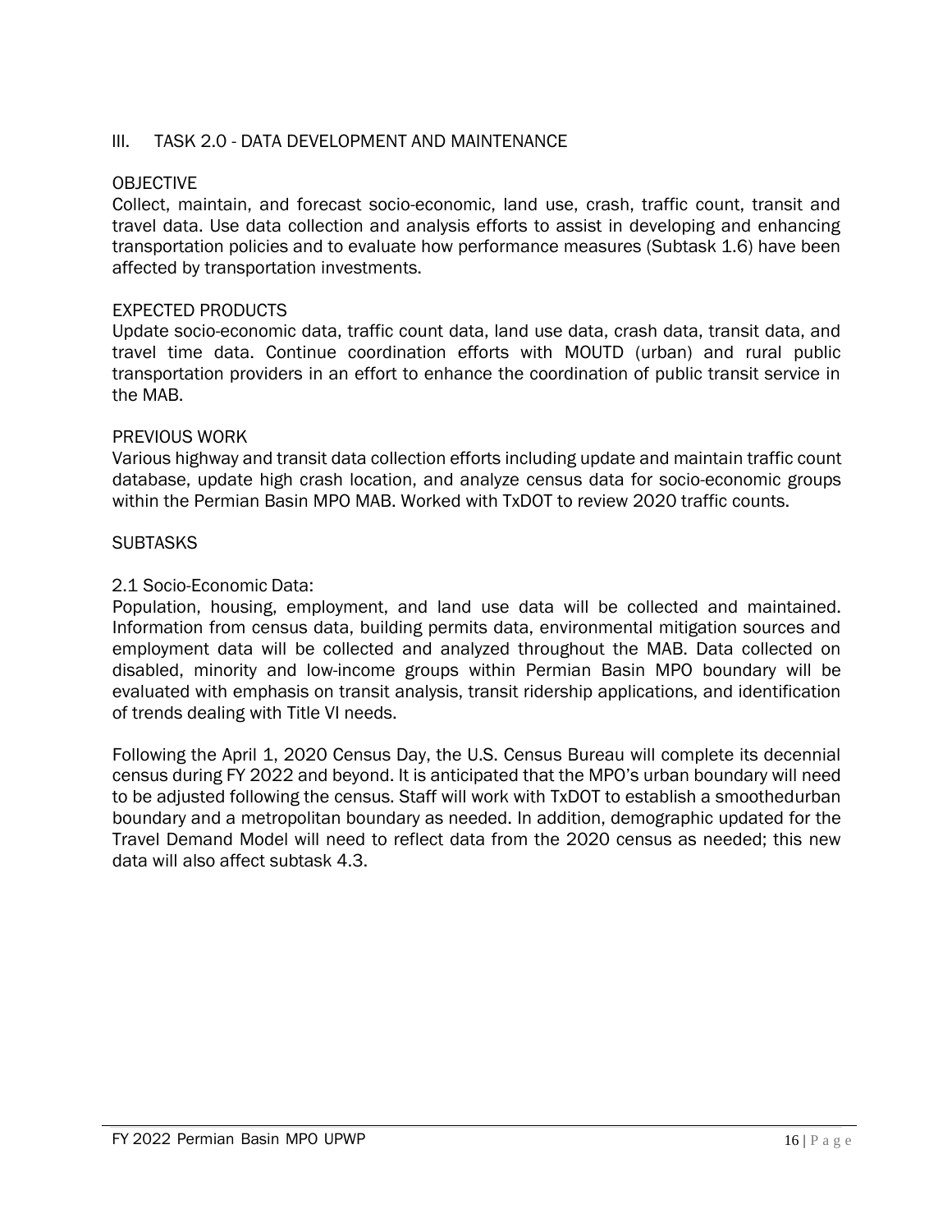## III. TASK 2.0 - DATA DEVELOPMENT AND MAINTENANCE

### OBJECTIVE

Collect, maintain, and forecast socio-economic, land use, crash, traffic count, transit and travel data. Use data collection and analysis efforts to assist in developing and enhancing transportation policies and to evaluate how performance measures (Subtask 1.6) have been affected by transportation investments.

### EXPECTED PRODUCTS

Update socio-economic data, traffic count data, land use data, crash data, transit data, and travel time data. Continue coordination efforts with MOUTD (urban) and rural public transportation providers in an effort to enhance the coordination of public transit service in the MAB.

### PREVIOUS WORK

Various highway and transit data collection efforts including update and maintain traffic count database, update high crash location, and analyze census data for socio-economic groups within the Permian Basin MPO MAB. Worked with TxDOT to review 2020 traffic counts.

### SUBTASKS

2.1 Socio-Economic Data:

Population, housing, employment, and land use data will be collected and maintained. Information from census data, building permits data, environmental mitigation sources and employment data will be collected and analyzed throughout the MAB. Data collected on disabled, minority and low-income groups within Permian Basin MPO boundary will be evaluated with emphasis on transit analysis, transit ridership applications, and identification of trends dealing with Title VI needs.

Following the April 1, 2020 Census Day, the U.S. Census Bureau will complete its decennial census during FY 2022 and beyond. It is anticipated that the MPO's urban boundary will need to be adjusted following the census. Staff will work with TxDOT to establish a smoothedurban boundary and a metropolitan boundary as needed. In addition, demographic updated for the Travel Demand Model will need to reflect data from the 2020 census as needed; this new data will also affect subtask 4.3.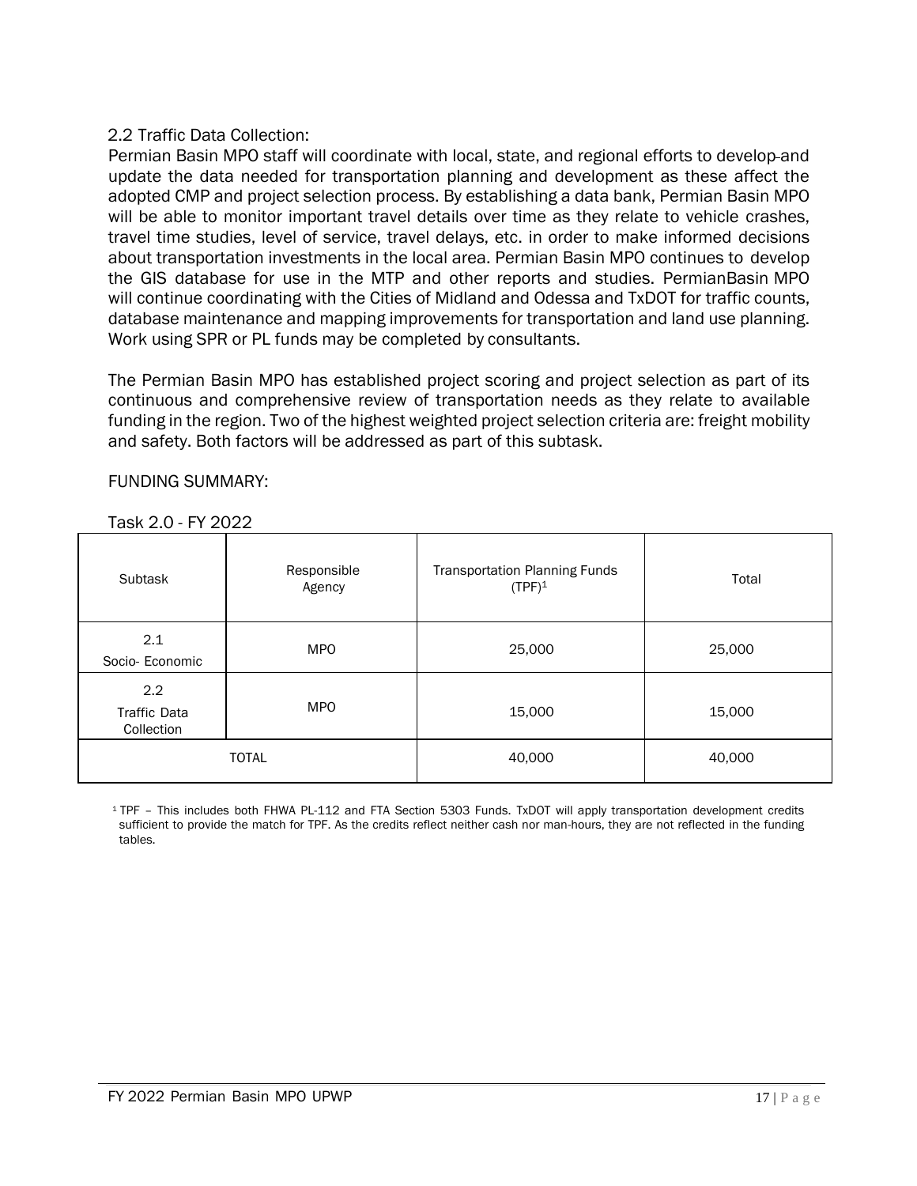2.2 Traffic Data Collection:

Permian Basin MPO staff will coordinate with local, state, and regional efforts to develop and update the data needed for transportation planning and development as these affect the adopted CMP and project selection process. By establishing a data bank, Permian Basin MPO will be able to monitor important travel details over time as they relate to vehicle crashes, travel time studies, level of service, travel delays, etc. in order to make informed decisions about transportation investments in the local area. Permian Basin MPO continues to develop the GIS database for use in the MTP and other reports and studies. PermianBasin MPO will continue coordinating with the Cities of Midland and Odessa and TxDOT for traffic counts, database maintenance and mapping improvements for transportation and land use planning. Work using SPR or PL funds may be completed by consultants.

The Permian Basin MPO has established project scoring and project selection as part of its continuous and comprehensive review of transportation needs as they relate to available funding in the region. Two of the highest weighted project selection criteria are: freight mobility and safety. Both factors will be addressed as part of this subtask.

FUNDING SUMMARY:

Task 2.0 - FY 2022

| Subtask | Responsible Agency | Transportation Planning Funds (TPF)[1] | Total |
|---|---|---|---|
| 2.1 Socio- Economic | MPO | 25,000 | 25,000 |
| 2.2 Traffic Data Collection | MPO | 15,000 | 15,000 |
| TOTAL | | 40,000 | 40,000 |

[1] TPF – This includes both FHWA PL-112 and FTA Section 5303 Funds. TxDOT will apply transportation development credits sufficient to provide the match for TPF. As the credits reflect neither cash nor man-hours, they are not reflected in the funding tables.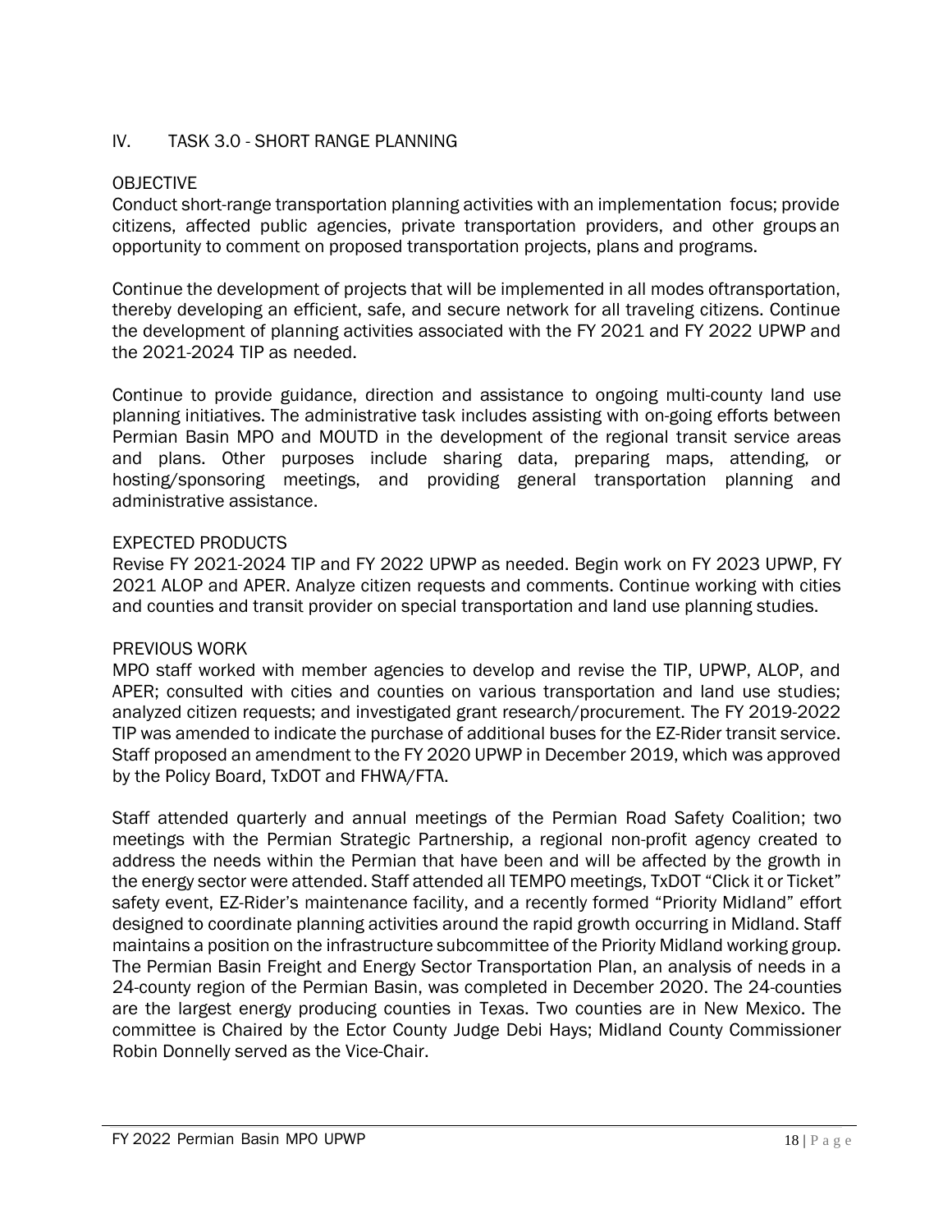## IV. TASK 3.0 - SHORT RANGE PLANNING

### OBJECTIVE

Conduct short-range transportation planning activities with an implementation focus; provide citizens, affected public agencies, private transportation providers, and other groups an opportunity to comment on proposed transportation projects, plans and programs.

Continue the development of projects that will be implemented in all modes oftransportation, thereby developing an efficient, safe, and secure network for all traveling citizens. Continue the development of planning activities associated with the FY 2021 and FY 2022 UPWP and the 2021-2024 TIP as needed.

Continue to provide guidance, direction and assistance to ongoing multi-county land use planning initiatives. The administrative task includes assisting with on-going efforts between Permian Basin MPO and MOUTD in the development of the regional transit service areas and plans. Other purposes include sharing data, preparing maps, attending, or hosting/sponsoring meetings, and providing general transportation planning and administrative assistance.

### EXPECTED PRODUCTS

Revise FY 2021-2024 TIP and FY 2022 UPWP as needed. Begin work on FY 2023 UPWP, FY 2021 ALOP and APER. Analyze citizen requests and comments. Continue working with cities and counties and transit provider on special transportation and land use planning studies.

### PREVIOUS WORK

MPO staff worked with member agencies to develop and revise the TIP, UPWP, ALOP, and APER; consulted with cities and counties on various transportation and land use studies; analyzed citizen requests; and investigated grant research/procurement. The FY 2019-2022 TIP was amended to indicate the purchase of additional buses for the EZ-Rider transit service. Staff proposed an amendment to the FY 2020 UPWP in December 2019, which was approved by the Policy Board, TxDOT and FHWA/FTA.

Staff attended quarterly and annual meetings of the Permian Road Safety Coalition; two meetings with the Permian Strategic Partnership, a regional non-profit agency created to address the needs within the Permian that have been and will be affected by the growth in the energy sector were attended. Staff attended all TEMPO meetings, TxDOT "Click it or Ticket" safety event, EZ-Rider's maintenance facility, and a recently formed "Priority Midland" effort designed to coordinate planning activities around the rapid growth occurring in Midland. Staff maintains a position on the infrastructure subcommittee of the Priority Midland working group. The Permian Basin Freight and Energy Sector Transportation Plan, an analysis of needs in a 24-county region of the Permian Basin, was completed in December 2020. The 24-counties are the largest energy producing counties in Texas. Two counties are in New Mexico. The committee is Chaired by the Ector County Judge Debi Hays; Midland County Commissioner Robin Donnelly served as the Vice-Chair.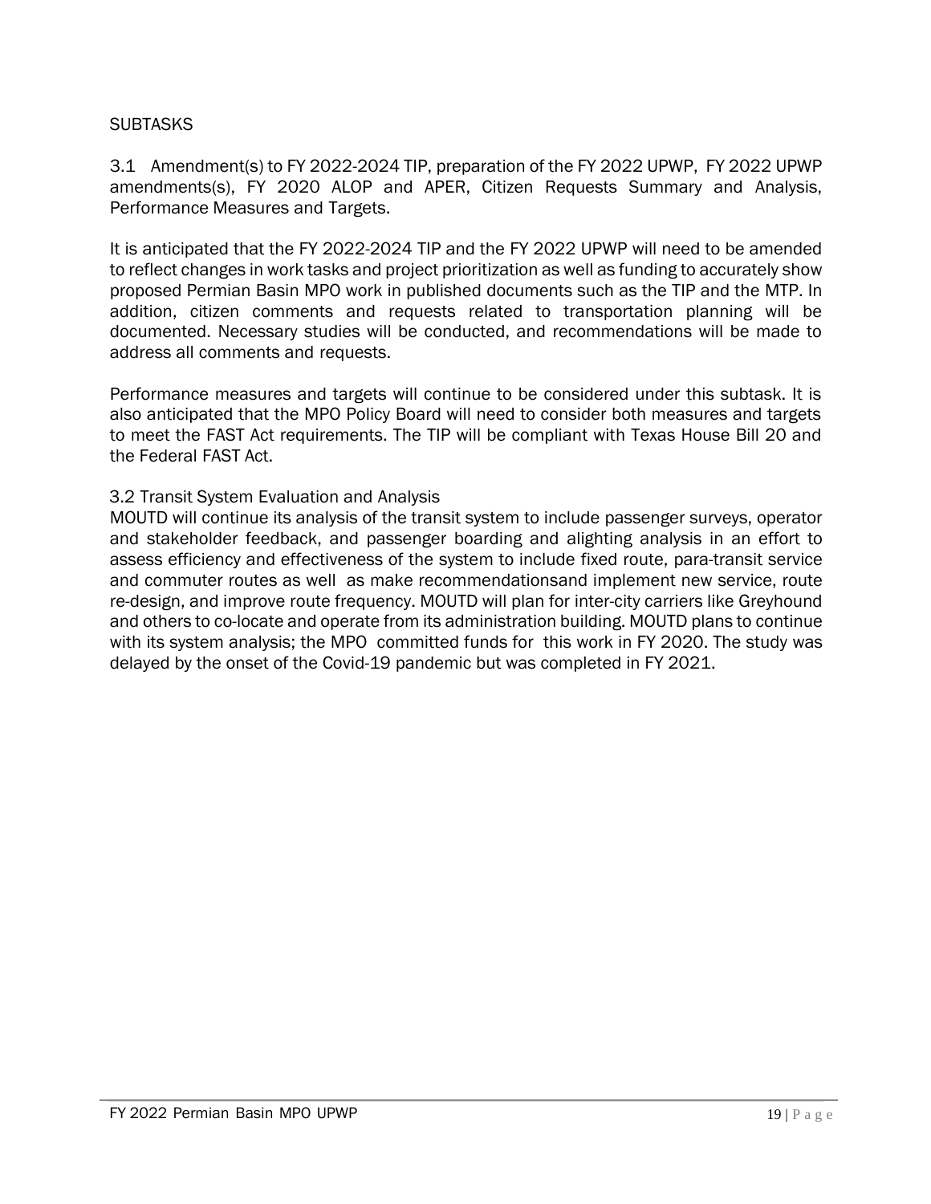SUBTASKS

3.1 Amendment(s) to FY 2022-2024 TIP, preparation of the FY 2022 UPWP, FY 2022 UPWP amendments(s), FY 2020 ALOP and APER, Citizen Requests Summary and Analysis, Performance Measures and Targets.

It is anticipated that the FY 2022-2024 TIP and the FY 2022 UPWP will need to be amended to reflect changes in work tasks and project prioritization as well as funding to accurately show proposed Permian Basin MPO work in published documents such as the TIP and the MTP. In addition, citizen comments and requests related to transportation planning will be documented. Necessary studies will be conducted, and recommendations will be made to address all comments and requests.

Performance measures and targets will continue to be considered under this subtask. It is also anticipated that the MPO Policy Board will need to consider both measures and targets to meet the FAST Act requirements. The TIP will be compliant with Texas House Bill 20 and the Federal FAST Act.

3.2 Transit System Evaluation and Analysis

MOUTD will continue its analysis of the transit system to include passenger surveys, operator and stakeholder feedback, and passenger boarding and alighting analysis in an effort to assess efficiency and effectiveness of the system to include fixed route, para-transit service and commuter routes as well as make recommendationsand implement new service, route re-design, and improve route frequency. MOUTD will plan for inter-city carriers like Greyhound and others to co-locate and operate from its administration building. MOUTD plans to continue with its system analysis; the MPO committed funds for this work in FY 2020. The study was delayed by the onset of the Covid-19 pandemic but was completed in FY 2021.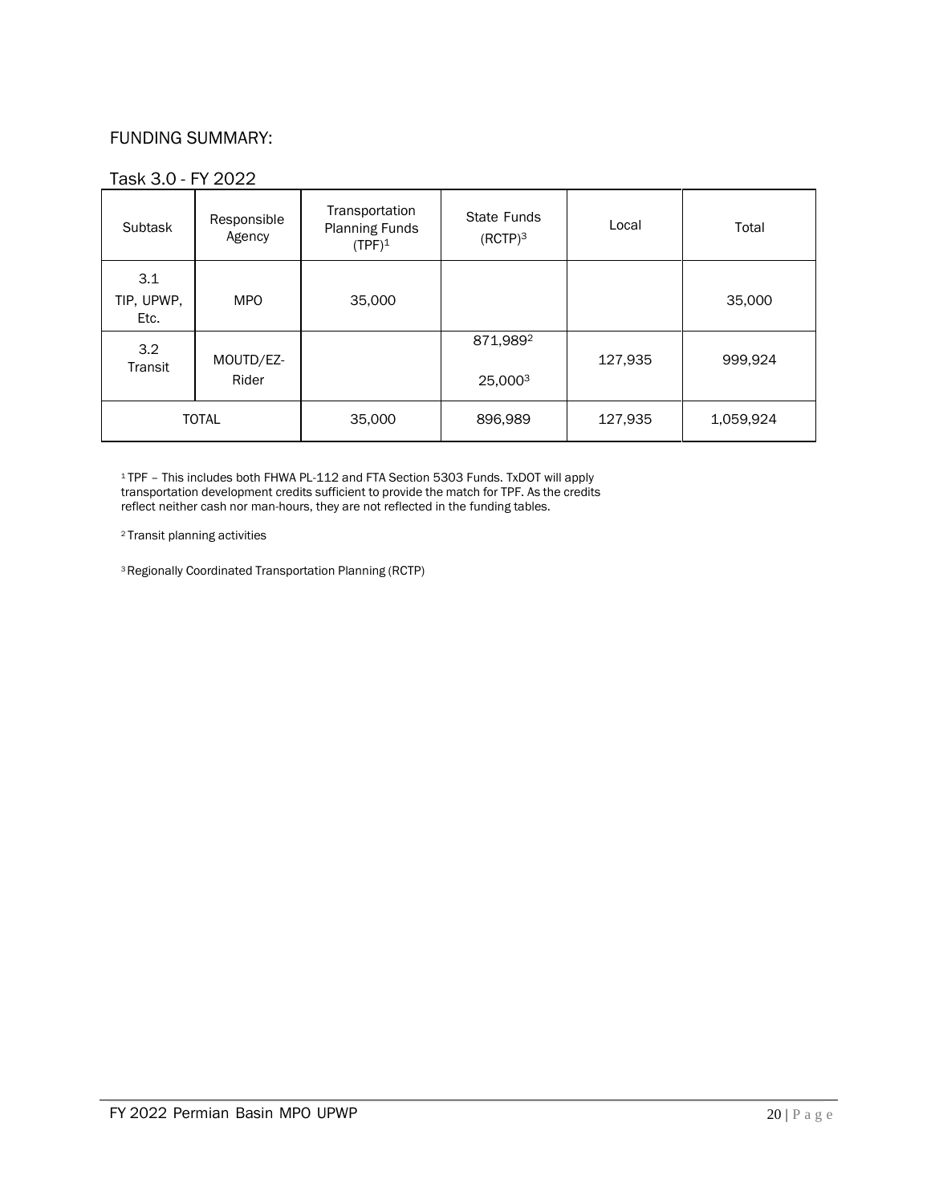## FUNDING SUMMARY:

### Task 3.0 - FY 2022

| Subtask | Responsible Agency | Transportation Planning Funds (TPF)[1] | State Funds (RCTP)[3] | Local | Total |
|---|---|---|---|---|---|
| 3.1 TIP, UPWP, Etc. | MPO | 35,000 | | | 35,000 |
| 3.2 Transit | MOUTD/EZ-Rider | | 871,989[2] 25,000[3] | 127,935 | 999,924 |
| TOTAL | | 35,000 | 896,989 | 127,935 | 1,059,924 |

[1] TPF – This includes both FHWA PL-112 and FTA Section 5303 Funds. TxDOT will apply transportation development credits sufficient to provide the match for TPF. As the credits reflect neither cash nor man-hours, they are not reflected in the funding tables.

[2] Transit planning activities

[3] Regionally Coordinated Transportation Planning (RCTP)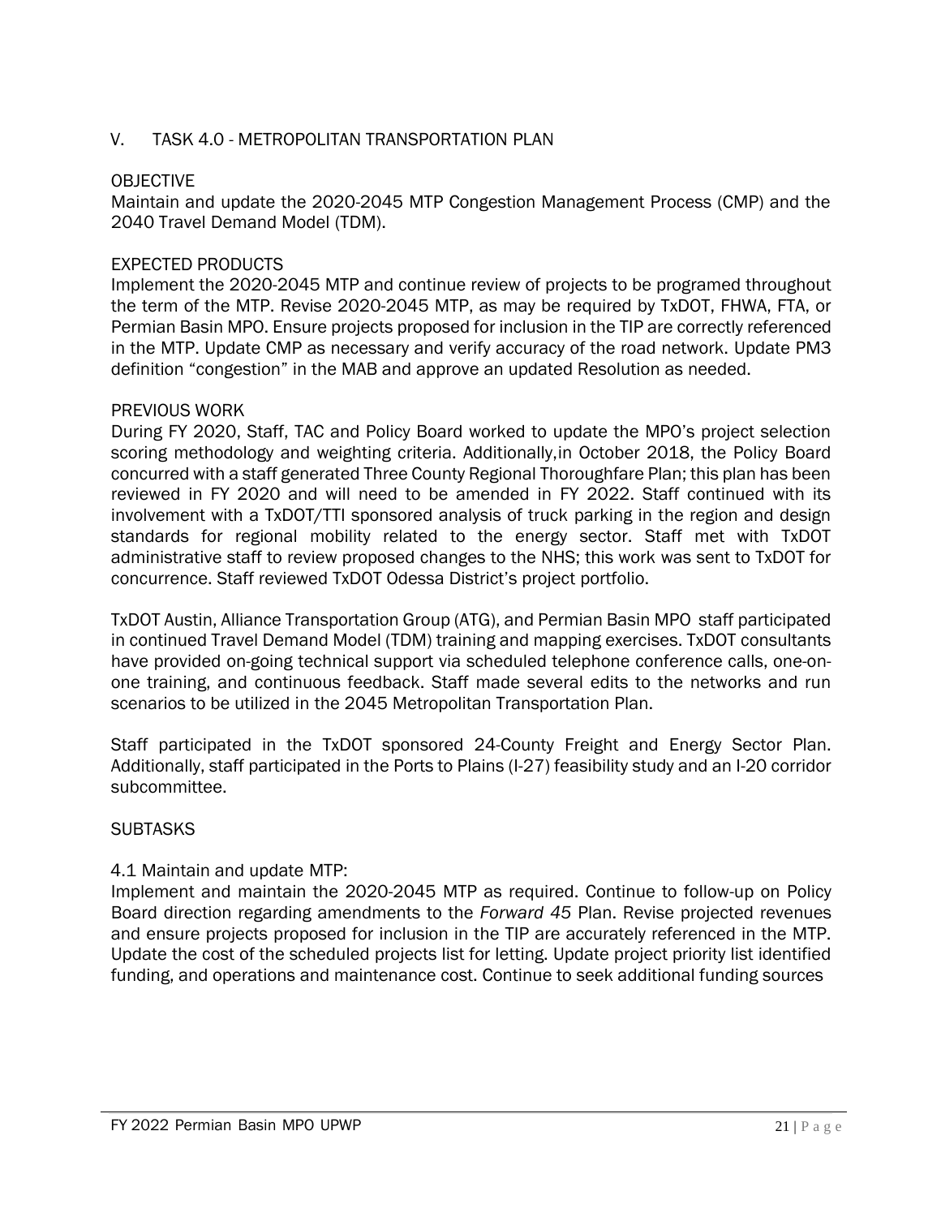## V. TASK 4.0 - METROPOLITAN TRANSPORTATION PLAN

### OBJECTIVE

Maintain and update the 2020-2045 MTP Congestion Management Process (CMP) and the 2040 Travel Demand Model (TDM).

### EXPECTED PRODUCTS

Implement the 2020-2045 MTP and continue review of projects to be programed throughout the term of the MTP. Revise 2020-2045 MTP, as may be required by TxDOT, FHWA, FTA, or Permian Basin MPO. Ensure projects proposed for inclusion in the TIP are correctly referenced in the MTP. Update CMP as necessary and verify accuracy of the road network. Update PM3 definition "congestion" in the MAB and approve an updated Resolution as needed.

### PREVIOUS WORK

During FY 2020, Staff, TAC and Policy Board worked to update the MPO's project selection scoring methodology and weighting criteria. Additionally,in October 2018, the Policy Board concurred with a staff generated Three County Regional Thoroughfare Plan; this plan has been reviewed in FY 2020 and will need to be amended in FY 2022. Staff continued with its involvement with a TxDOT/TTI sponsored analysis of truck parking in the region and design standards for regional mobility related to the energy sector. Staff met with TxDOT administrative staff to review proposed changes to the NHS; this work was sent to TxDOT for concurrence. Staff reviewed TxDOT Odessa District's project portfolio.

TxDOT Austin, Alliance Transportation Group (ATG), and Permian Basin MPO staff participated in continued Travel Demand Model (TDM) training and mapping exercises. TxDOT consultants have provided on-going technical support via scheduled telephone conference calls, one-on-one training, and continuous feedback. Staff made several edits to the networks and run scenarios to be utilized in the 2045 Metropolitan Transportation Plan.

Staff participated in the TxDOT sponsored 24-County Freight and Energy Sector Plan. Additionally, staff participated in the Ports to Plains (I-27) feasibility study and an I-20 corridor subcommittee.

### SUBTASKS

4.1 Maintain and update MTP:
Implement and maintain the 2020-2045 MTP as required. Continue to follow-up on Policy Board direction regarding amendments to the *Forward 45* Plan. Revise projected revenues and ensure projects proposed for inclusion in the TIP are accurately referenced in the MTP. Update the cost of the scheduled projects list for letting. Update project priority list identified funding, and operations and maintenance cost. Continue to seek additional funding sources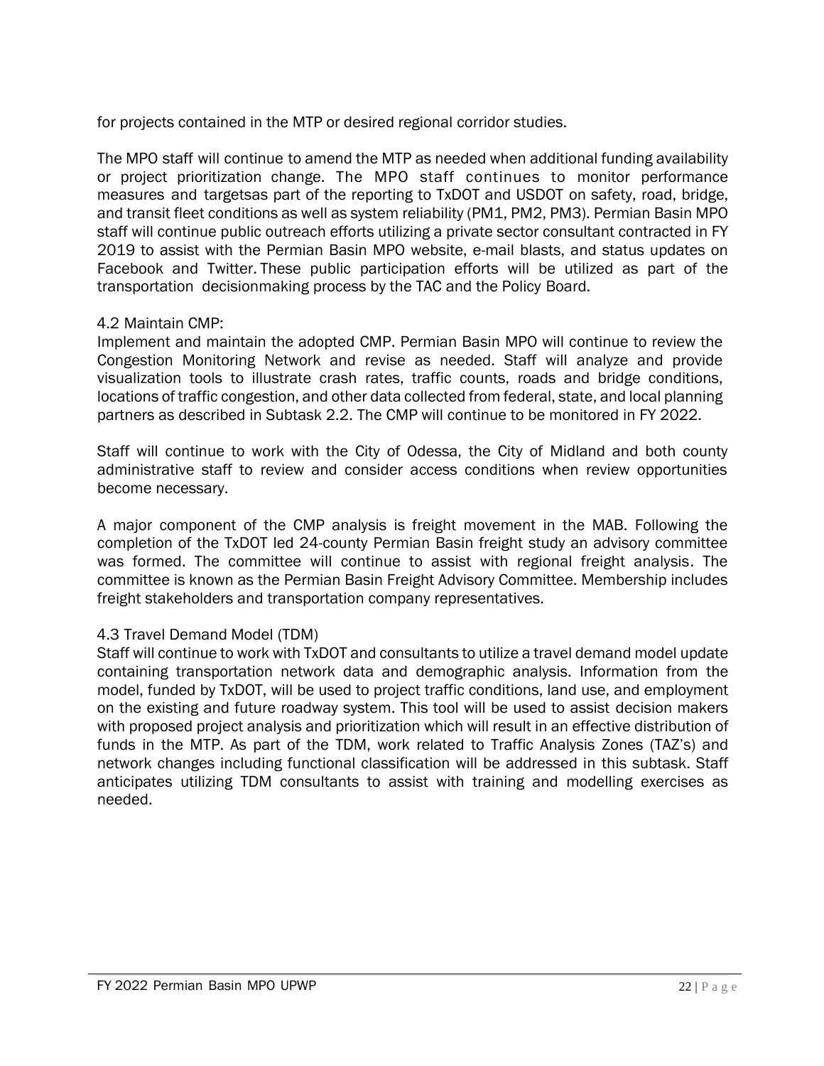for projects contained in the MTP or desired regional corridor studies.

The MPO staff will continue to amend the MTP as needed when additional funding availability or project prioritization change. The MPO staff continues to monitor performance measures and targetsas part of the reporting to TxDOT and USDOT on safety, road, bridge, and transit fleet conditions as well as system reliability (PM1, PM2, PM3). Permian Basin MPO staff will continue public outreach efforts utilizing a private sector consultant contracted in FY 2019 to assist with the Permian Basin MPO website, e-mail blasts, and status updates on Facebook and Twitter. These public participation efforts will be utilized as part of the transportation decisionmaking process by the TAC and the Policy Board.

4.2 Maintain CMP:

Implement and maintain the adopted CMP. Permian Basin MPO will continue to review the Congestion Monitoring Network and revise as needed. Staff will analyze and provide visualization tools to illustrate crash rates, traffic counts, roads and bridge conditions, locations of traffic congestion, and other data collected from federal, state, and local planning partners as described in Subtask 2.2. The CMP will continue to be monitored in FY 2022.

Staff will continue to work with the City of Odessa, the City of Midland and both county administrative staff to review and consider access conditions when review opportunities become necessary.

A major component of the CMP analysis is freight movement in the MAB. Following the completion of the TxDOT led 24-county Permian Basin freight study an advisory committee was formed. The committee will continue to assist with regional freight analysis. The committee is known as the Permian Basin Freight Advisory Committee. Membership includes freight stakeholders and transportation company representatives.

4.3 Travel Demand Model (TDM)

Staff will continue to work with TxDOT and consultants to utilize a travel demand model update containing transportation network data and demographic analysis. Information from the model, funded by TxDOT, will be used to project traffic conditions, land use, and employment on the existing and future roadway system. This tool will be used to assist decision makers with proposed project analysis and prioritization which will result in an effective distribution of funds in the MTP. As part of the TDM, work related to Traffic Analysis Zones (TAZ's) and network changes including functional classification will be addressed in this subtask. Staff anticipates utilizing TDM consultants to assist with training and modelling exercises as needed.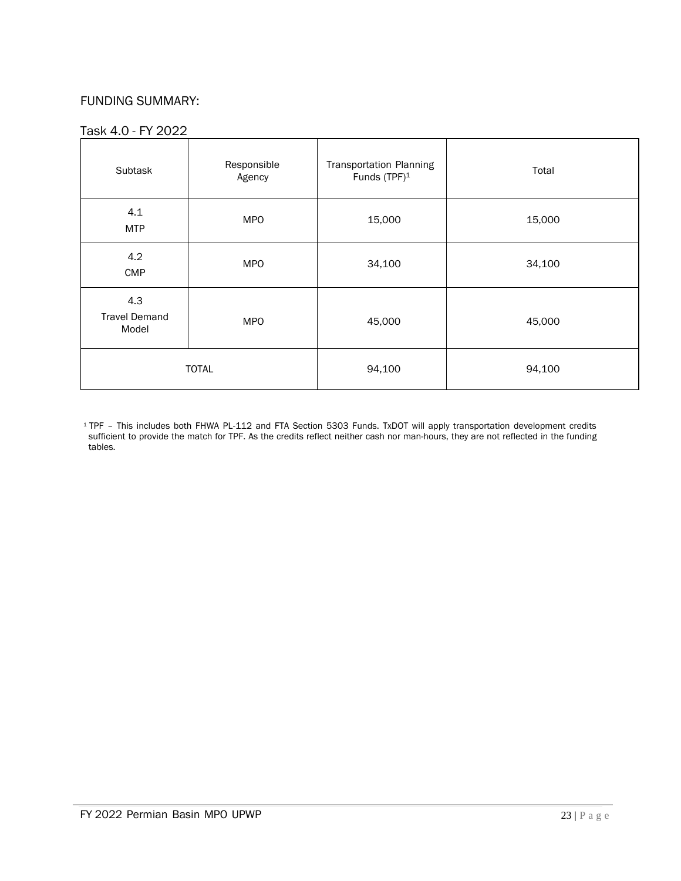## FUNDING SUMMARY:

### Task 4.0 - FY 2022

| Subtask | Responsible Agency | Transportation Planning Funds (TPF)[1] | Total |
|---|---|---|---|
| 4.1 MTP | MPO | 15,000 | 15,000 |
| 4.2 CMP | MPO | 34,100 | 34,100 |
| 4.3 Travel Demand Model | MPO | 45,000 | 45,000 |
| TOTAL | | 94,100 | 94,100 |

[1] TPF – This includes both FHWA PL-112 and FTA Section 5303 Funds. TxDOT will apply transportation development credits sufficient to provide the match for TPF. As the credits reflect neither cash nor man-hours, they are not reflected in the funding tables.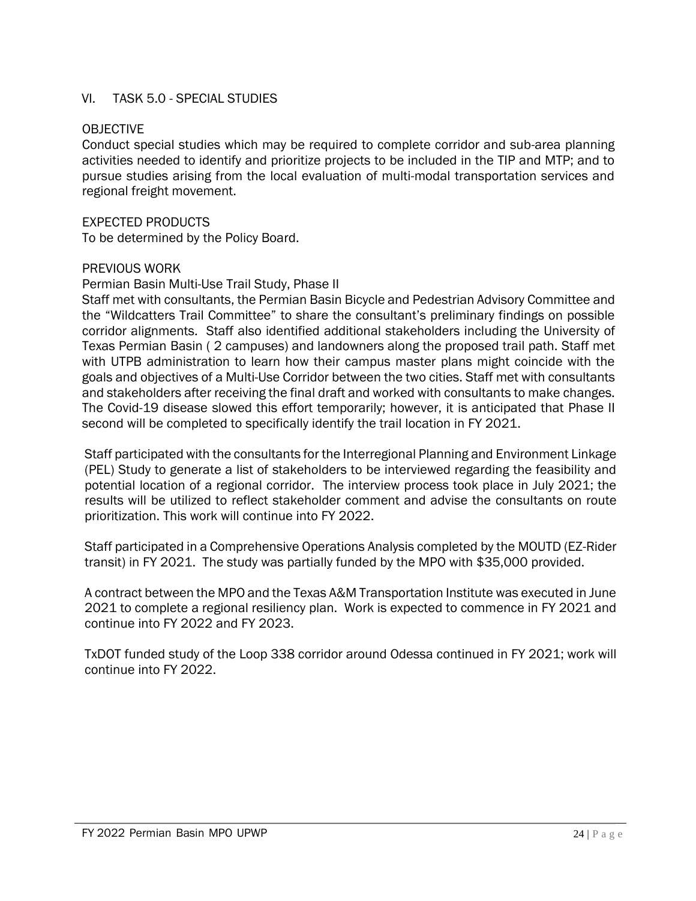## VI. TASK 5.0 - SPECIAL STUDIES

### OBJECTIVE

Conduct special studies which may be required to complete corridor and sub-area planning activities needed to identify and prioritize projects to be included in the TIP and MTP; and to pursue studies arising from the local evaluation of multi-modal transportation services and regional freight movement.

### EXPECTED PRODUCTS

To be determined by the Policy Board.

### PREVIOUS WORK

Permian Basin Multi-Use Trail Study, Phase II

Staff met with consultants, the Permian Basin Bicycle and Pedestrian Advisory Committee and the "Wildcatters Trail Committee" to share the consultant's preliminary findings on possible corridor alignments. Staff also identified additional stakeholders including the University of Texas Permian Basin ( 2 campuses) and landowners along the proposed trail path. Staff met with UTPB administration to learn how their campus master plans might coincide with the goals and objectives of a Multi-Use Corridor between the two cities. Staff met with consultants and stakeholders after receiving the final draft and worked with consultants to make changes. The Covid-19 disease slowed this effort temporarily; however, it is anticipated that Phase II second will be completed to specifically identify the trail location in FY 2021.

Staff participated with the consultants for the Interregional Planning and Environment Linkage (PEL) Study to generate a list of stakeholders to be interviewed regarding the feasibility and potential location of a regional corridor. The interview process took place in July 2021; the results will be utilized to reflect stakeholder comment and advise the consultants on route prioritization. This work will continue into FY 2022.

Staff participated in a Comprehensive Operations Analysis completed by the MOUTD (EZ-Rider transit) in FY 2021. The study was partially funded by the MPO with $35,000 provided.

A contract between the MPO and the Texas A&M Transportation Institute was executed in June 2021 to complete a regional resiliency plan. Work is expected to commence in FY 2021 and continue into FY 2022 and FY 2023.

TxDOT funded study of the Loop 338 corridor around Odessa continued in FY 2021; work will continue into FY 2022.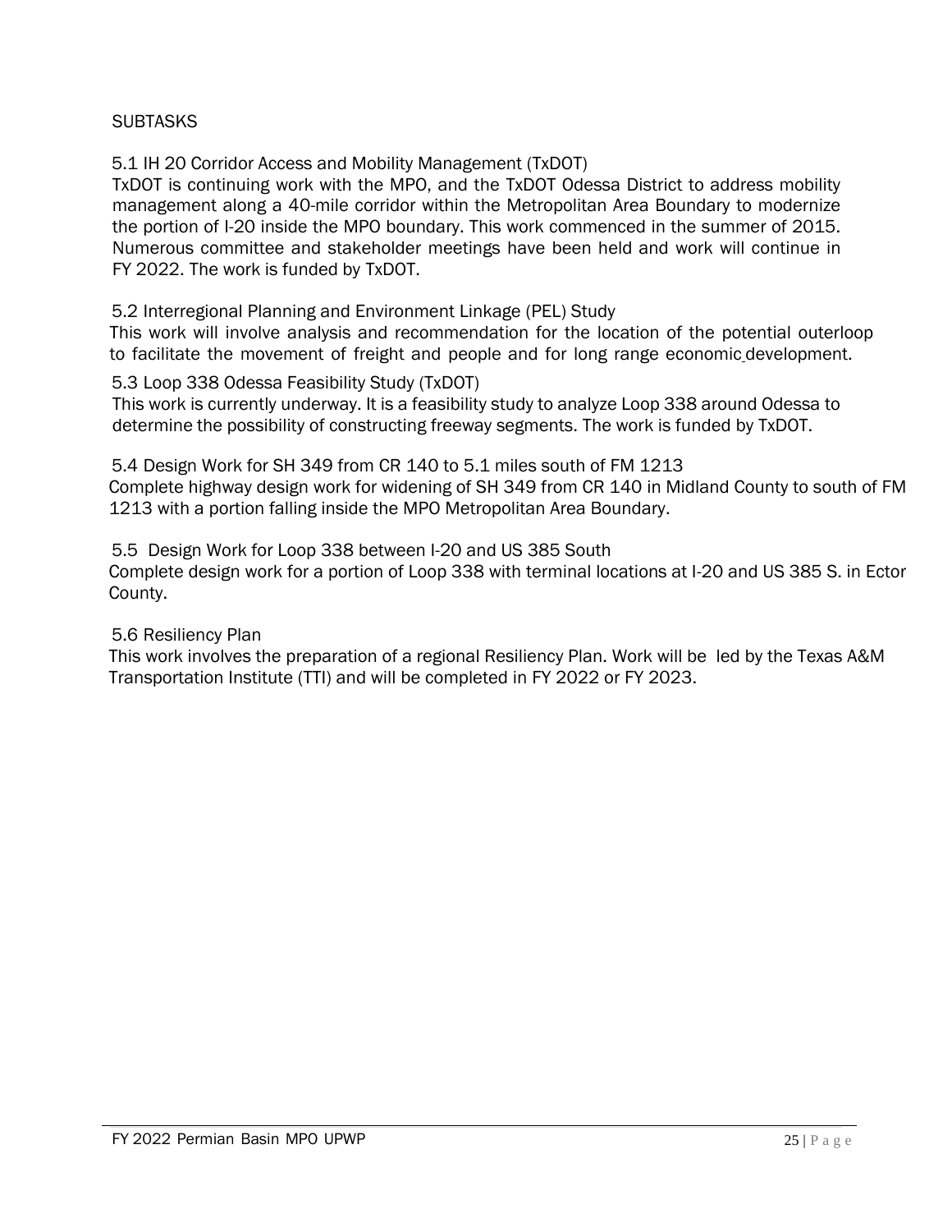SUBTASKS

5.1 IH 20 Corridor Access and Mobility Management (TxDOT)
TxDOT is continuing work with the MPO, and the TxDOT Odessa District to address mobility management along a 40-mile corridor within the Metropolitan Area Boundary to modernize the portion of I-20 inside the MPO boundary. This work commenced in the summer of 2015. Numerous committee and stakeholder meetings have been held and work will continue in FY 2022. The work is funded by TxDOT.

5.2 Interregional Planning and Environment Linkage (PEL) Study
This work will involve analysis and recommendation for the location of the potential outerloop to facilitate the movement of freight and people and for long range economic development.

5.3 Loop 338 Odessa Feasibility Study (TxDOT)
This work is currently underway. It is a feasibility study to analyze Loop 338 around Odessa to determine the possibility of constructing freeway segments. The work is funded by TxDOT.

5.4 Design Work for SH 349 from CR 140 to 5.1 miles south of FM 1213
Complete highway design work for widening of SH 349 from CR 140 in Midland County to south of FM 1213 with a portion falling inside the MPO Metropolitan Area Boundary.

5.5 Design Work for Loop 338 between I-20 and US 385 South
Complete design work for a portion of Loop 338 with terminal locations at I-20 and US 385 S. in Ector County.

5.6 Resiliency Plan
This work involves the preparation of a regional Resiliency Plan. Work will be led by the Texas A&M Transportation Institute (TTI) and will be completed in FY 2022 or FY 2023.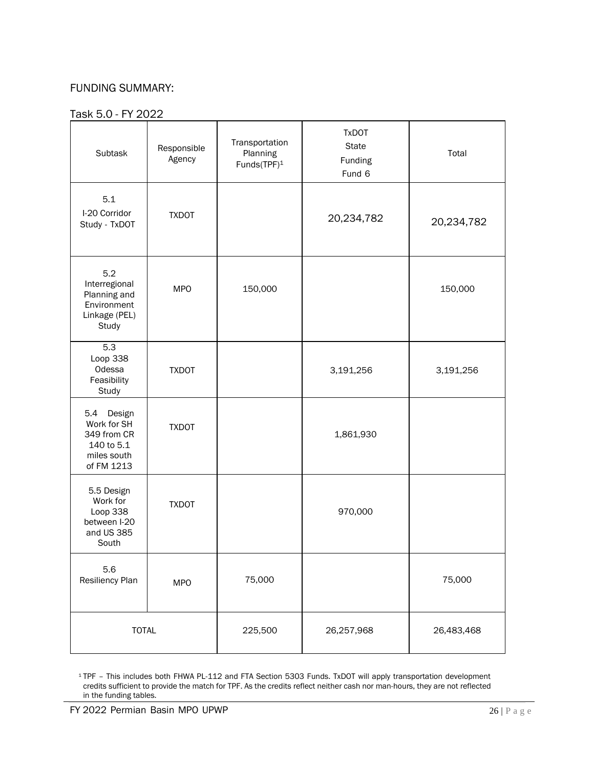FUNDING SUMMARY:

Task 5.0 - FY 2022

| Subtask | Responsible Agency | Transportation Planning Funds(TPF)[1] | TxDOT State Funding Fund 6 | Total |
|---|---|---|---|---|
| 5.1 I-20 Corridor Study - TxDOT | TXDOT | | 20,234,782 | 20,234,782 |
| 5.2 Interregional Planning and Environment Linkage (PEL) Study | MPO | 150,000 | | 150,000 |
| 5.3 Loop 338 Odessa Feasibility Study | TXDOT | | 3,191,256 | 3,191,256 |
| 5.4 Design Work for SH 349 from CR 140 to 5.1 miles south of FM 1213 | TXDOT | | 1,861,930 | |
| 5.5 Design Work for Loop 338 between I-20 and US 385 South | TXDOT | | 970,000 | |
| 5.6 Resiliency Plan | MPO | 75,000 | | 75,000 |
| TOTAL | | 225,500 | 26,257,968 | 26,483,468 |

[1] TPF – This includes both FHWA PL-112 and FTA Section 5303 Funds. TxDOT will apply transportation development credits sufficient to provide the match for TPF. As the credits reflect neither cash nor man-hours, they are not reflected in the funding tables.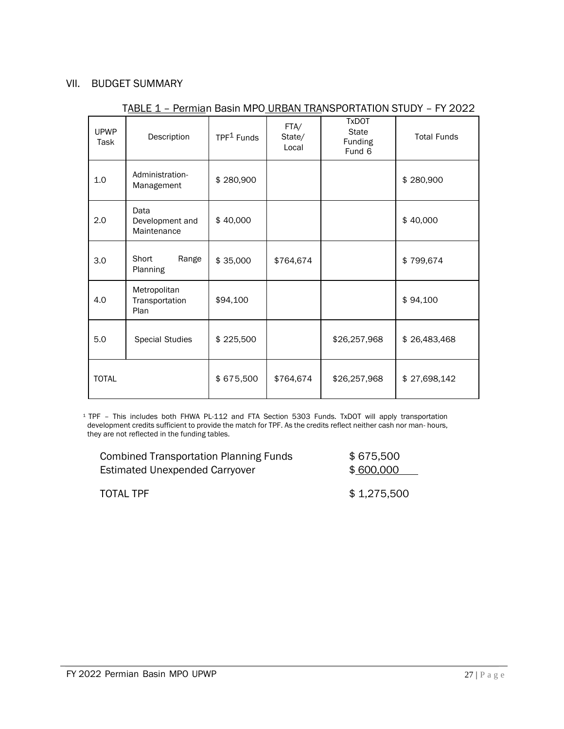## VII. BUDGET SUMMARY

TABLE 1 – Permian Basin MPO URBAN TRANSPORTATION STUDY – FY 2022

| UPWP Task | Description | TPF[1] Funds | FTA/ State/ Local | TxDOT State Funding Fund 6 | Total Funds |
|---|---|---|---|---|---|
| 1.0 | Administration-Management | $ 280,900 | | | $ 280,900 |
| 2.0 | Data Development and Maintenance | $ 40,000 | | | $ 40,000 |
| 3.0 | Short Range Planning | $ 35,000 | $764,674 | | $ 799,674 |
| 4.0 | Metropolitan Transportation Plan | $94,100 | | | $ 94,100 |
| 5.0 | Special Studies | $ 225,500 | | $26,257,968 | $ 26,483,468 |
| TOTAL | | $ 675,500 | $764,674 | $26,257,968 | $ 27,698,142 |

[1] TPF – This includes both FHWA PL-112 and FTA Section 5303 Funds. TxDOT will apply transportation development credits sufficient to provide the match for TPF. As the credits reflect neither cash nor man- hours, they are not reflected in the funding tables.

| | |
|---|---|
| Combined Transportation Planning Funds | $ 675,500 |
| Estimated Unexpended Carryover | $ 600,000 |
| TOTAL TPF | $ 1,275,500 |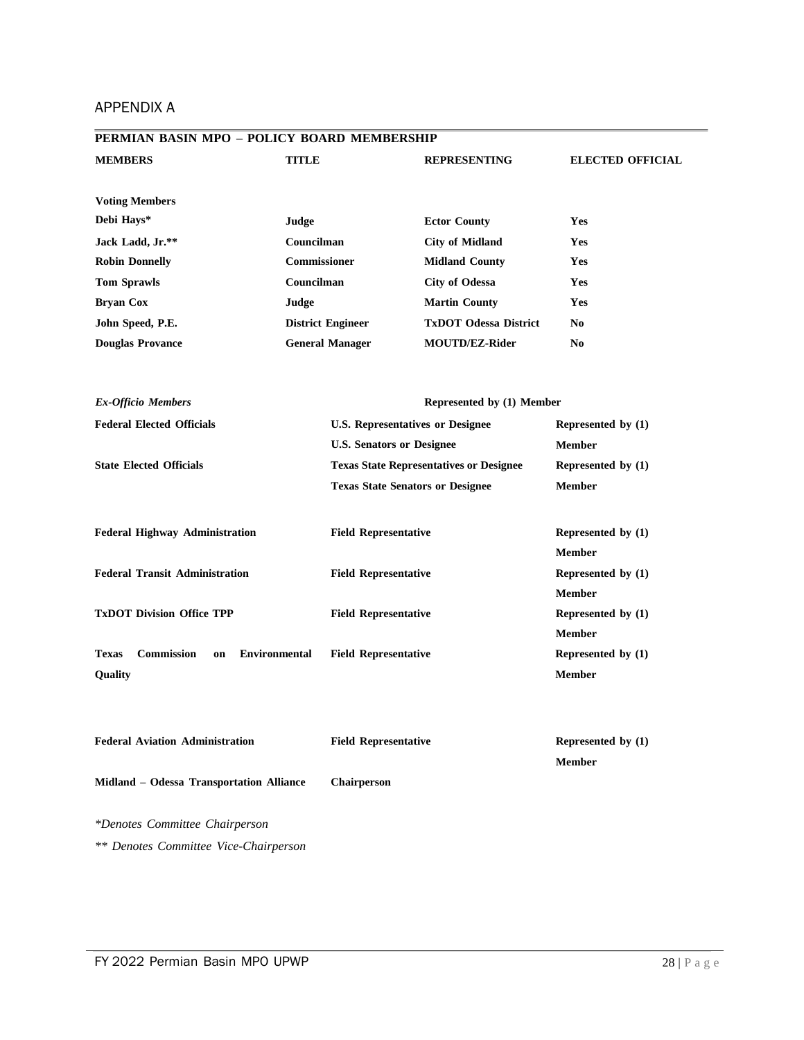## APPENDIX A

### PERMIAN BASIN MPO – POLICY BOARD MEMBERSHIP

| MEMBERS | TITLE | REPRESENTING | ELECTED OFFICIAL |
|---|---|---|---|
| **Voting Members** | | | |
| Debi Hays* | Judge | Ector County | Yes |
| Jack Ladd, Jr.** | Councilman | City of Midland | Yes |
| Robin Donnelly | Commissioner | Midland County | Yes |
| Tom Sprawls | Councilman | City of Odessa | Yes |
| Bryan Cox | Judge | Martin County | Yes |
| John Speed, P.E. | District Engineer | TxDOT Odessa District | No |
| Douglas Provance | General Manager | MOUTD/EZ-Rider | No |

| *Ex-Officio Members* | Represented by (1) Member | |
|---|---|---|
| Federal Elected Officials | U.S. Representatives or Designee<br>U.S. Senators or Designee | Represented by (1) Member |
| State Elected Officials | Texas State Representatives or Designee<br>Texas State Senators or Designee | Represented by (1) Member |
| Federal Highway Administration | Field Representative | Represented by (1) Member |
| Federal Transit Administration | Field Representative | Represented by (1) Member |
| TxDOT Division Office TPP | Field Representative | Represented by (1) Member |
| Texas Commission on Environmental Quality | Field Representative | Represented by (1) Member |
| Federal Aviation Administration | Field Representative | Represented by (1) Member |
| Midland – Odessa Transportation Alliance | Chairperson | |

*\*Denotes Committee Chairperson*

*\*\* Denotes Committee Vice-Chairperson*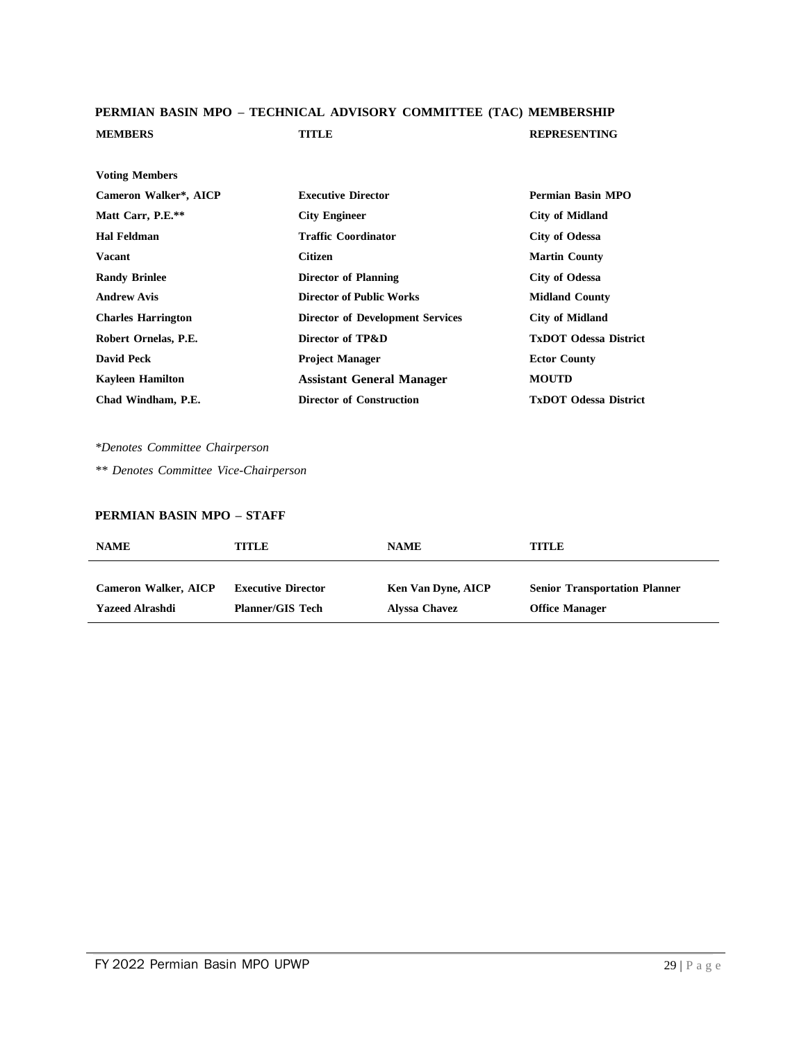## PERMIAN BASIN MPO – TECHNICAL ADVISORY COMMITTEE (TAC) MEMBERSHIP

| MEMBERS | TITLE | REPRESENTING |
|---|---|---|
| **Voting Members** | | |
| Cameron Walker*, AICP | Executive Director | Permian Basin MPO |
| Matt Carr, P.E.** | City Engineer | City of Midland |
| Hal Feldman | Traffic Coordinator | City of Odessa |
| Vacant | Citizen | Martin County |
| Randy Brinlee | Director of Planning | City of Odessa |
| Andrew Avis | Director of Public Works | Midland County |
| Charles Harrington | Director of Development Services | City of Midland |
| Robert Ornelas, P.E. | Director of TP&D | TxDOT Odessa District |
| David Peck | Project Manager | Ector County |
| Kayleen Hamilton | Assistant General Manager | MOUTD |
| Chad Windham, P.E. | Director of Construction | TxDOT Odessa District |

**Denotes Committee Chairperson*

*** Denotes Committee Vice-Chairperson*

## PERMIAN BASIN MPO – STAFF

| NAME | TITLE | NAME | TITLE |
|---|---|---|---|
| Cameron Walker, AICP | Executive Director | Ken Van Dyne, AICP | Senior Transportation Planner |
| Yazeed Alrashdi | Planner/GIS Tech | Alyssa Chavez | Office Manager |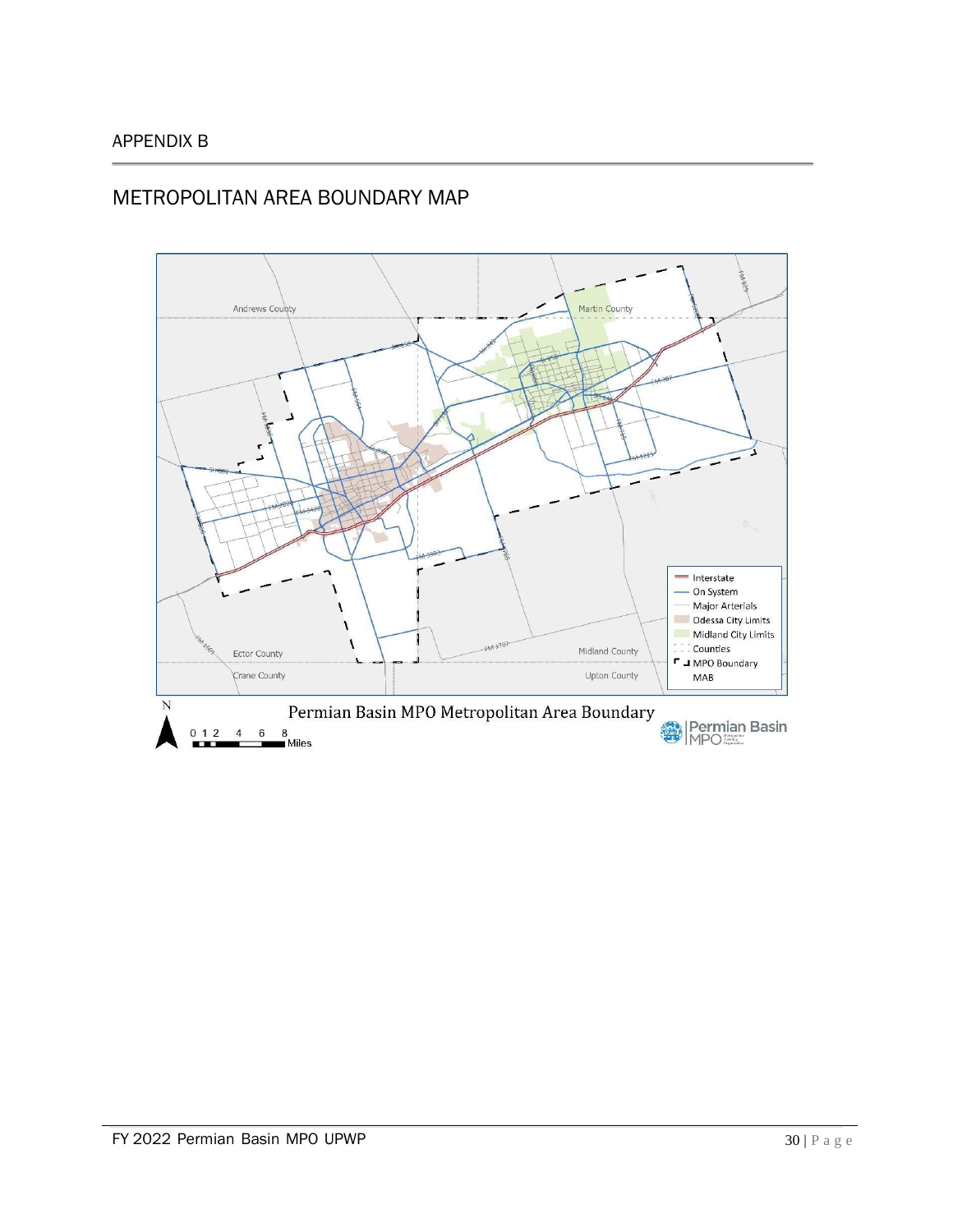APPENDIX B

## METROPOLITAN AREA BOUNDARY MAP

Permian Basin MPO Metropolitan Area Boundary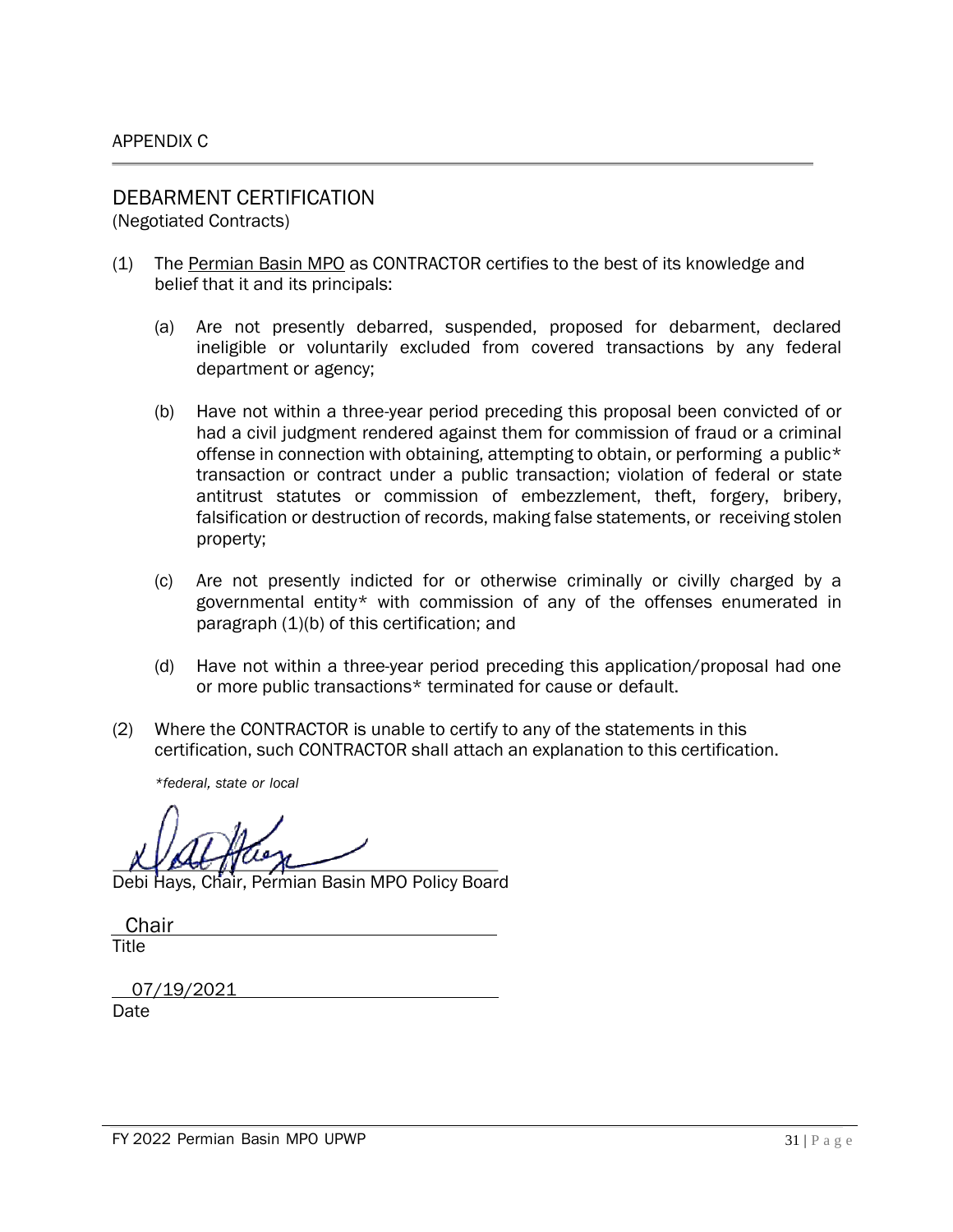APPENDIX C

## DEBARMENT CERTIFICATION

(Negotiated Contracts)

(1) The Permian Basin MPO as CONTRACTOR certifies to the best of its knowledge and belief that it and its principals:

(a) Are not presently debarred, suspended, proposed for debarment, declared ineligible or voluntarily excluded from covered transactions by any federal department or agency;

(b) Have not within a three-year period preceding this proposal been convicted of or had a civil judgment rendered against them for commission of fraud or a criminal offense in connection with obtaining, attempting to obtain, or performing a public* transaction or contract under a public transaction; violation of federal or state antitrust statutes or commission of embezzlement, theft, forgery, bribery, falsification or destruction of records, making false statements, or receiving stolen property;

(c) Are not presently indicted for or otherwise criminally or civilly charged by a governmental entity* with commission of any of the offenses enumerated in paragraph (1)(b) of this certification; and

(d) Have not within a three-year period preceding this application/proposal had one or more public transactions* terminated for cause or default.

(2) Where the CONTRACTOR is unable to certify to any of the statements in this certification, such CONTRACTOR shall attach an explanation to this certification.

*\*federal, state or local*

Debi Hays, Chair, Permian Basin MPO Policy Board

Chair
Title

07/19/2021
Date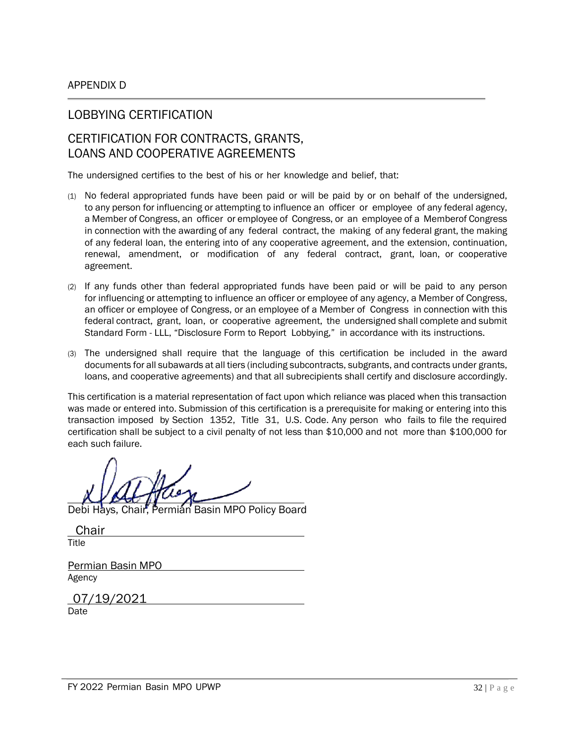APPENDIX D

## LOBBYING CERTIFICATION

## CERTIFICATION FOR CONTRACTS, GRANTS, LOANS AND COOPERATIVE AGREEMENTS

The undersigned certifies to the best of his or her knowledge and belief, that:

(1) No federal appropriated funds have been paid or will be paid by or on behalf of the undersigned, to any person for influencing or attempting to influence an officer or employee of any federal agency, a Member of Congress, an officer or employee of Congress, or an employee of a Memberof Congress in connection with the awarding of any federal contract, the making of any federal grant, the making of any federal loan, the entering into of any cooperative agreement, and the extension, continuation, renewal, amendment, or modification of any federal contract, grant, loan, or cooperative agreement.

(2) If any funds other than federal appropriated funds have been paid or will be paid to any person for influencing or attempting to influence an officer or employee of any agency, a Member of Congress, an officer or employee of Congress, or an employee of a Member of Congress in connection with this federal contract, grant, loan, or cooperative agreement, the undersigned shall complete and submit Standard Form - LLL, "Disclosure Form to Report Lobbying," in accordance with its instructions.

(3) The undersigned shall require that the language of this certification be included in the award documents for all subawards at all tiers (including subcontracts, subgrants, and contracts under grants, loans, and cooperative agreements) and that all subrecipients shall certify and disclosure accordingly.

This certification is a material representation of fact upon which reliance was placed when this transaction was made or entered into. Submission of this certification is a prerequisite for making or entering into this transaction imposed by Section 1352, Title 31, U.S. Code. Any person who fails to file the required certification shall be subject to a civil penalty of not less than $10,000 and not more than $100,000 for each such failure.

Debi Hays, Chair, Permian Basin MPO Policy Board

Chair
Title

Permian Basin MPO
Agency

07/19/2021
Date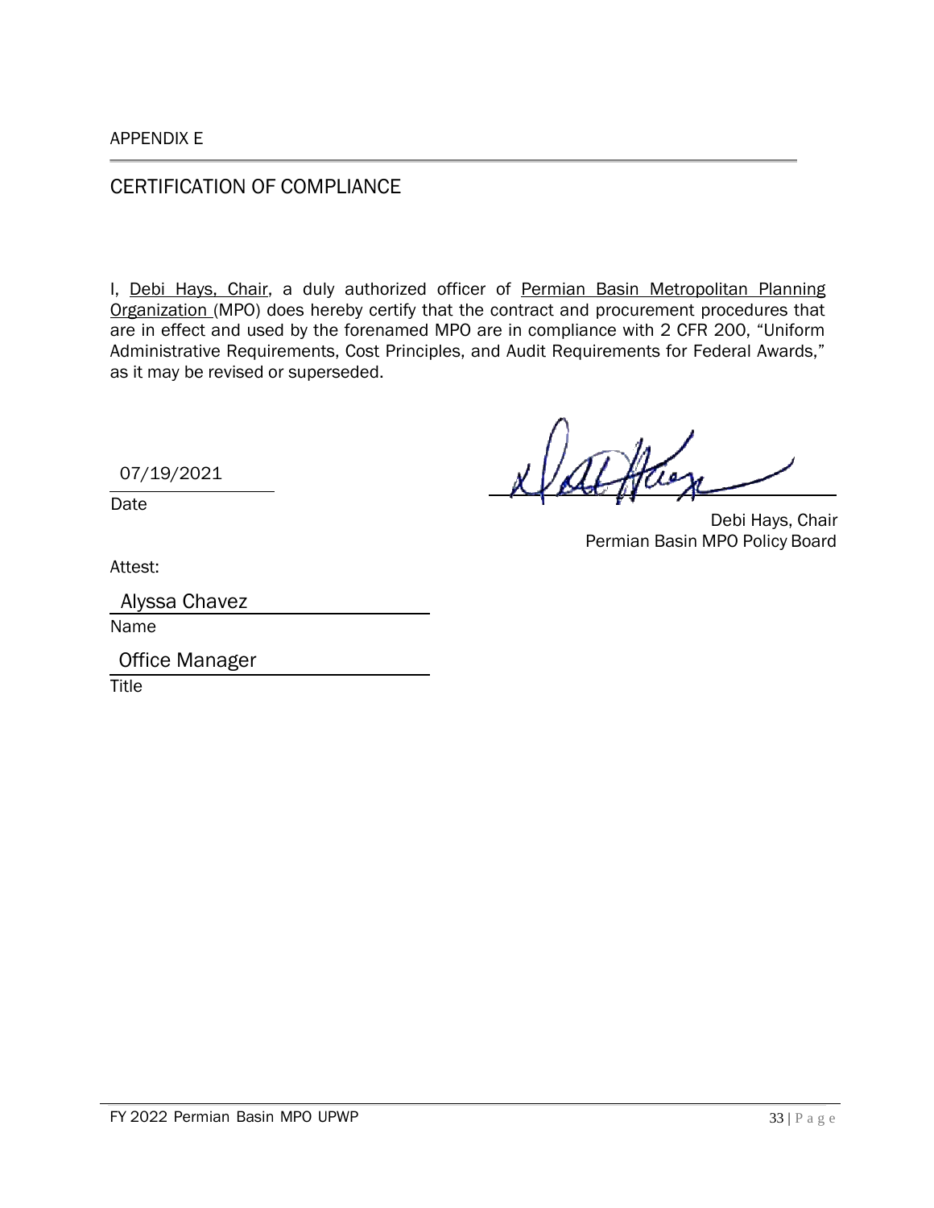APPENDIX E

## CERTIFICATION OF COMPLIANCE

I, Debi Hays, Chair, a duly authorized officer of Permian Basin Metropolitan Planning Organization (MPO) does hereby certify that the contract and procurement procedures that are in effect and used by the forenamed MPO are in compliance with 2 CFR 200, "Uniform Administrative Requirements, Cost Principles, and Audit Requirements for Federal Awards," as it may be revised or superseded.

07/19/2021
Date

Debi Hays, Chair
Permian Basin MPO Policy Board

Attest:

Alyssa Chavez
Name

Office Manager
Title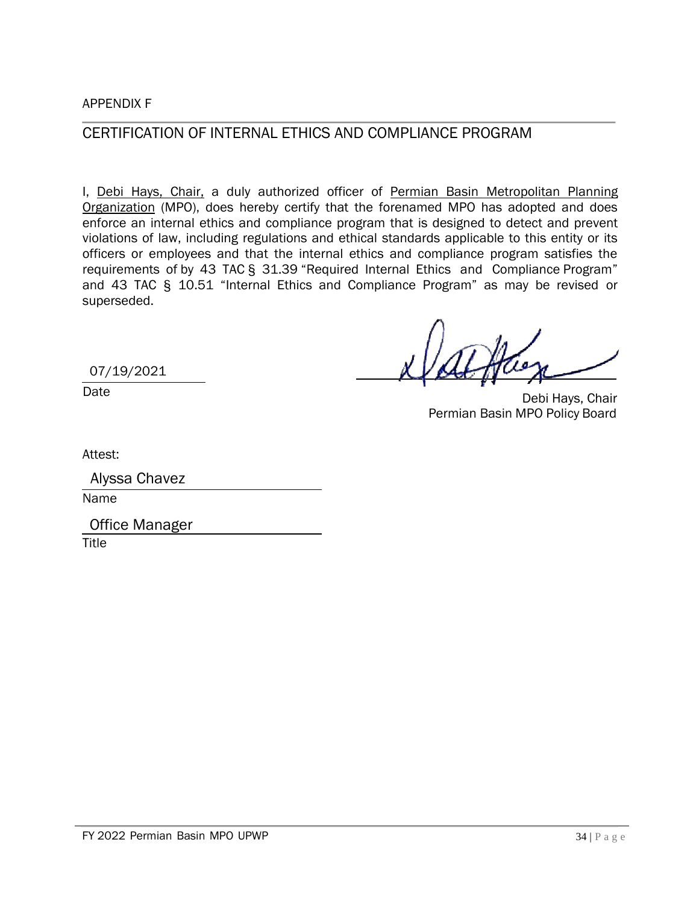APPENDIX F

## CERTIFICATION OF INTERNAL ETHICS AND COMPLIANCE PROGRAM

I, Debi Hays, Chair, a duly authorized officer of Permian Basin Metropolitan Planning Organization (MPO), does hereby certify that the forenamed MPO has adopted and does enforce an internal ethics and compliance program that is designed to detect and prevent violations of law, including regulations and ethical standards applicable to this entity or its officers or employees and that the internal ethics and compliance program satisfies the requirements of by 43 TAC § 31.39 "Required Internal Ethics and Compliance Program" and 43 TAC § 10.51 "Internal Ethics and Compliance Program" as may be revised or superseded.

07/19/2021
Date

Debi Hays, Chair
Permian Basin MPO Policy Board

Attest:

Alyssa Chavez
Name

Office Manager
Title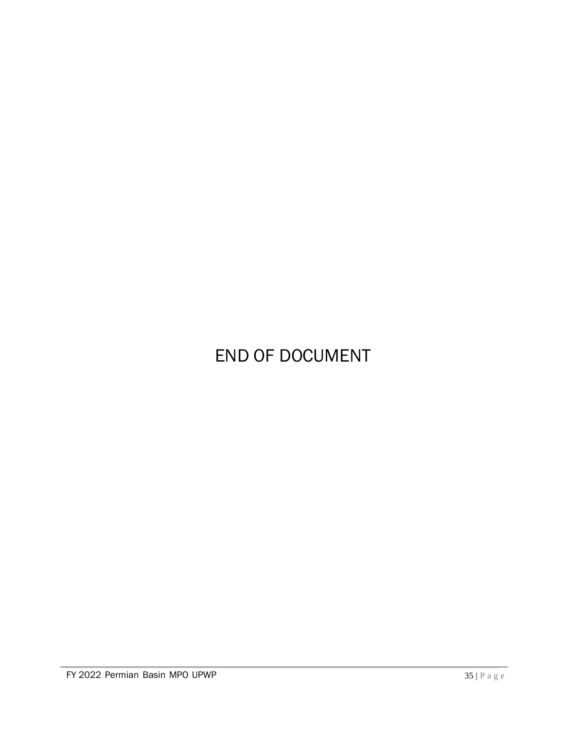END OF DOCUMENT